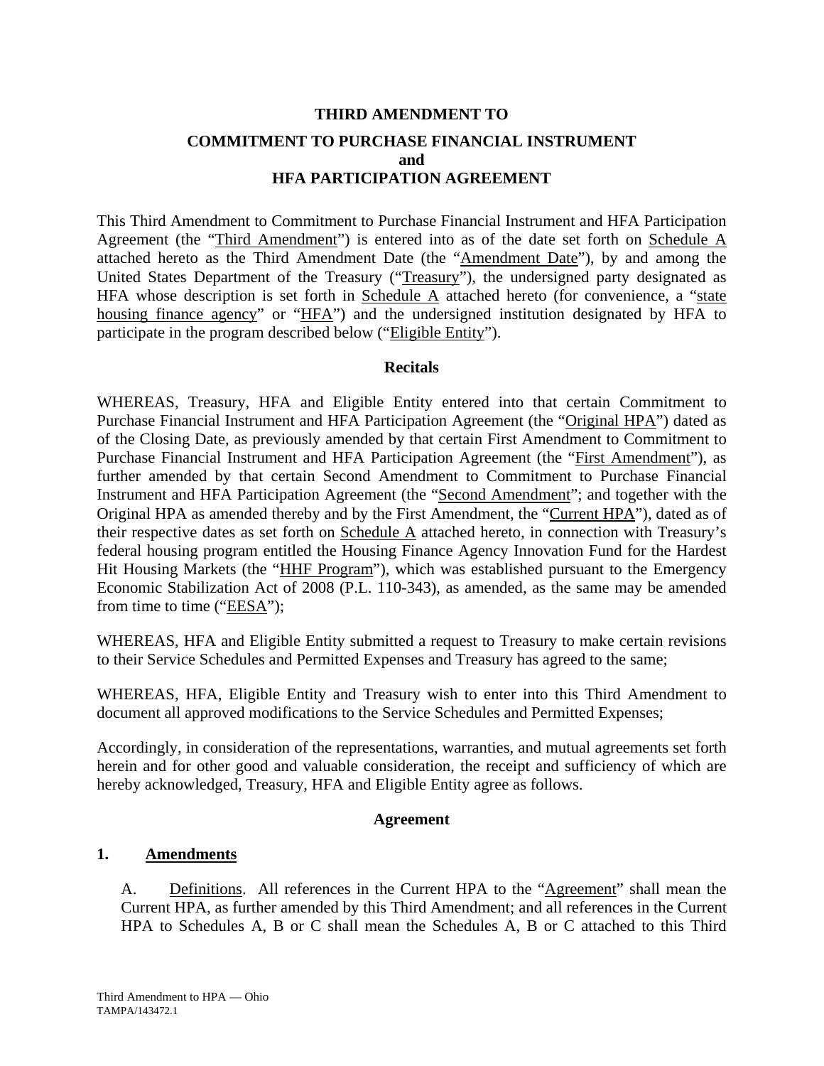**THIRD AMENDMENT TO**

**COMMITMENT TO PURCHASE FINANCIAL INSTRUMENT and HFA PARTICIPATION AGREEMENT**

This Third Amendment to Commitment to Purchase Financial Instrument and HFA Participation Agreement (the "Third Amendment") is entered into as of the date set forth on Schedule A attached hereto as the Third Amendment Date (the "Amendment Date"), by and among the United States Department of the Treasury ("Treasury"), the undersigned party designated as HFA whose description is set forth in Schedule A attached hereto (for convenience, a "state housing finance agency" or "HFA") and the undersigned institution designated by HFA to participate in the program described below ("Eligible Entity").

**Recitals**

WHEREAS, Treasury, HFA and Eligible Entity entered into that certain Commitment to Purchase Financial Instrument and HFA Participation Agreement (the "Original HPA") dated as of the Closing Date, as previously amended by that certain First Amendment to Commitment to Purchase Financial Instrument and HFA Participation Agreement (the "First Amendment"), as further amended by that certain Second Amendment to Commitment to Purchase Financial Instrument and HFA Participation Agreement (the "Second Amendment"; and together with the Original HPA as amended thereby and by the First Amendment, the "Current HPA"), dated as of their respective dates as set forth on Schedule A attached hereto, in connection with Treasury's federal housing program entitled the Housing Finance Agency Innovation Fund for the Hardest Hit Housing Markets (the "HHF Program"), which was established pursuant to the Emergency Economic Stabilization Act of 2008 (P.L. 110-343), as amended, as the same may be amended from time to time ("EESA");

WHEREAS, HFA and Eligible Entity submitted a request to Treasury to make certain revisions to their Service Schedules and Permitted Expenses and Treasury has agreed to the same;

WHEREAS, HFA, Eligible Entity and Treasury wish to enter into this Third Amendment to document all approved modifications to the Service Schedules and Permitted Expenses;

Accordingly, in consideration of the representations, warranties, and mutual agreements set forth herein and for other good and valuable consideration, the receipt and sufficiency of which are hereby acknowledged, Treasury, HFA and Eligible Entity agree as follows.

**Agreement**

**1. Amendments**

A. Definitions. All references in the Current HPA to the "Agreement" shall mean the Current HPA, as further amended by this Third Amendment; and all references in the Current HPA to Schedules A, B or C shall mean the Schedules A, B or C attached to this Third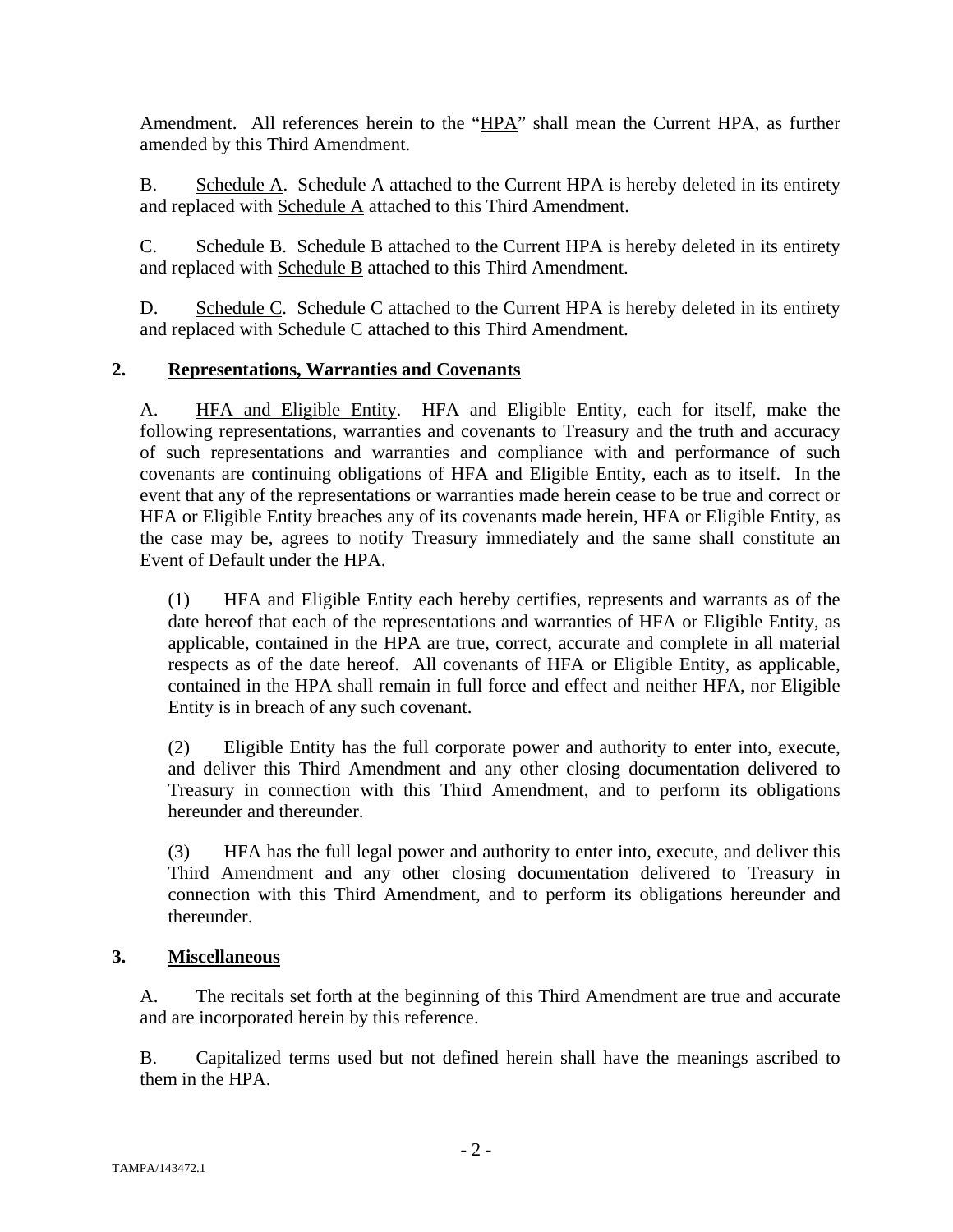Amendment. All references herein to the "HPA" shall mean the Current HPA, as further amended by this Third Amendment.

B. Schedule A. Schedule A attached to the Current HPA is hereby deleted in its entirety and replaced with Schedule A attached to this Third Amendment.

C. Schedule B. Schedule B attached to the Current HPA is hereby deleted in its entirety and replaced with Schedule B attached to this Third Amendment.

D. Schedule C. Schedule C attached to the Current HPA is hereby deleted in its entirety and replaced with Schedule C attached to this Third Amendment.

## 2. Representations, Warranties and Covenants

A. HFA and Eligible Entity. HFA and Eligible Entity, each for itself, make the following representations, warranties and covenants to Treasury and the truth and accuracy of such representations and warranties and compliance with and performance of such covenants are continuing obligations of HFA and Eligible Entity, each as to itself. In the event that any of the representations or warranties made herein cease to be true and correct or HFA or Eligible Entity breaches any of its covenants made herein, HFA or Eligible Entity, as the case may be, agrees to notify Treasury immediately and the same shall constitute an Event of Default under the HPA.

(1) HFA and Eligible Entity each hereby certifies, represents and warrants as of the date hereof that each of the representations and warranties of HFA or Eligible Entity, as applicable, contained in the HPA are true, correct, accurate and complete in all material respects as of the date hereof. All covenants of HFA or Eligible Entity, as applicable, contained in the HPA shall remain in full force and effect and neither HFA, nor Eligible Entity is in breach of any such covenant.

(2) Eligible Entity has the full corporate power and authority to enter into, execute, and deliver this Third Amendment and any other closing documentation delivered to Treasury in connection with this Third Amendment, and to perform its obligations hereunder and thereunder.

(3) HFA has the full legal power and authority to enter into, execute, and deliver this Third Amendment and any other closing documentation delivered to Treasury in connection with this Third Amendment, and to perform its obligations hereunder and thereunder.

## 3. Miscellaneous

A. The recitals set forth at the beginning of this Third Amendment are true and accurate and are incorporated herein by this reference.

B. Capitalized terms used but not defined herein shall have the meanings ascribed to them in the HPA.

TAMPA/143472.1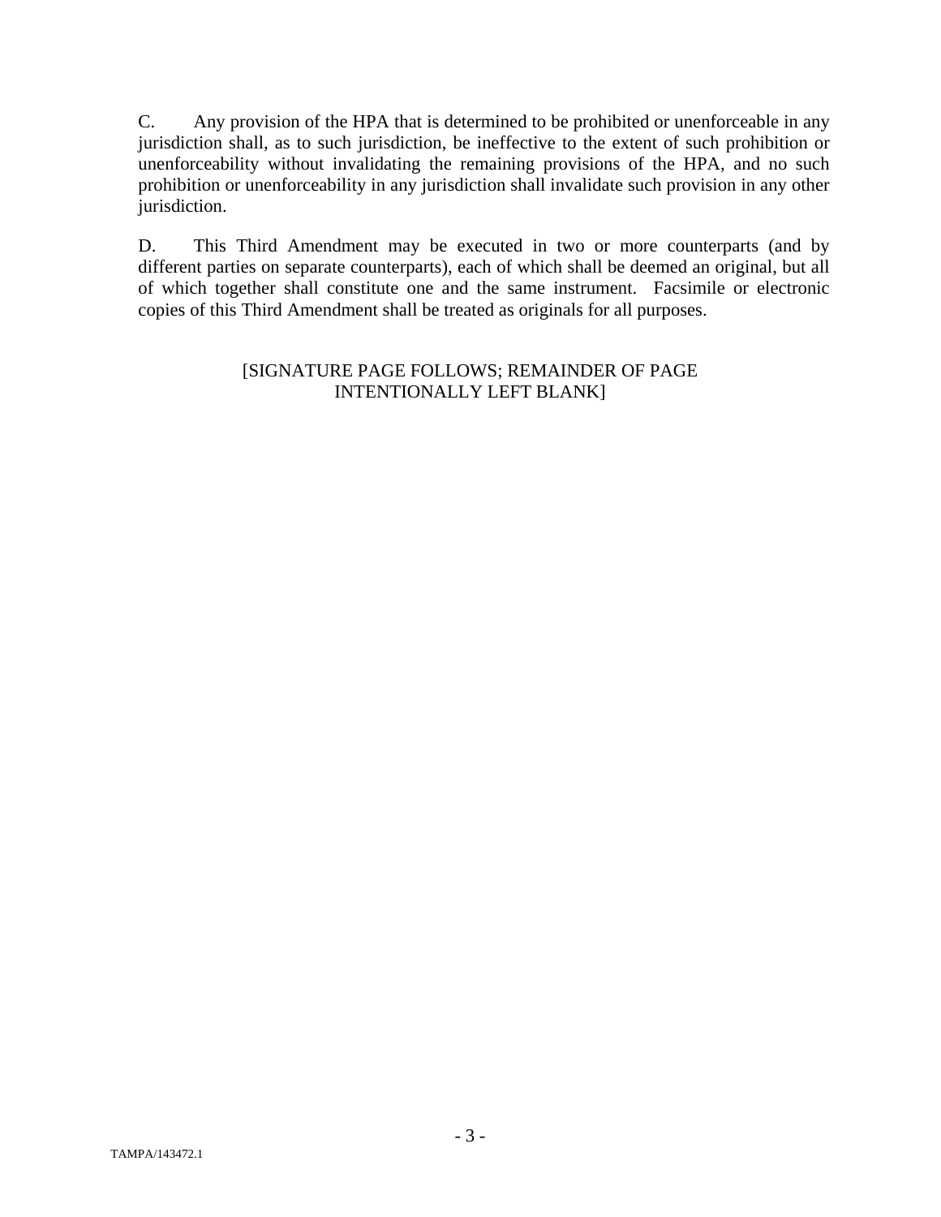C. Any provision of the HPA that is determined to be prohibited or unenforceable in any jurisdiction shall, as to such jurisdiction, be ineffective to the extent of such prohibition or unenforceability without invalidating the remaining provisions of the HPA, and no such prohibition or unenforceability in any jurisdiction shall invalidate such provision in any other jurisdiction.

D. This Third Amendment may be executed in two or more counterparts (and by different parties on separate counterparts), each of which shall be deemed an original, but all of which together shall constitute one and the same instrument. Facsimile or electronic copies of this Third Amendment shall be treated as originals for all purposes.

[SIGNATURE PAGE FOLLOWS; REMAINDER OF PAGE INTENTIONALLY LEFT BLANK]

TAMPA/143472.1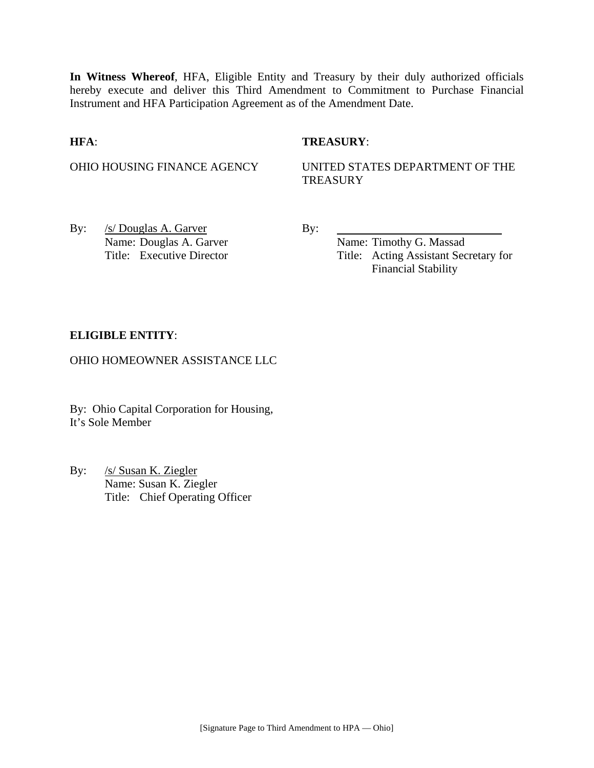**In Witness Whereof**, HFA, Eligible Entity and Treasury by their duly authorized officials hereby execute and deliver this Third Amendment to Commitment to Purchase Financial Instrument and HFA Participation Agreement as of the Amendment Date.

**HFA**:

OHIO HOUSING FINANCE AGENCY

By: /s/ Douglas A. Garver
Name: Douglas A. Garver
Title: Executive Director

**TREASURY**:

UNITED STATES DEPARTMENT OF THE TREASURY

By: \_\_\_\_\_\_\_\_\_\_\_\_\_\_\_\_\_\_\_\_\_\_\_\_\_\_\_\_
Name: Timothy G. Massad
Title: Acting Assistant Secretary for Financial Stability

**ELIGIBLE ENTITY**:

OHIO HOMEOWNER ASSISTANCE LLC

By: Ohio Capital Corporation for Housing,
It's Sole Member

By: /s/ Susan K. Ziegler
Name: Susan K. Ziegler
Title: Chief Operating Officer

[Signature Page to Third Amendment to HPA — Ohio]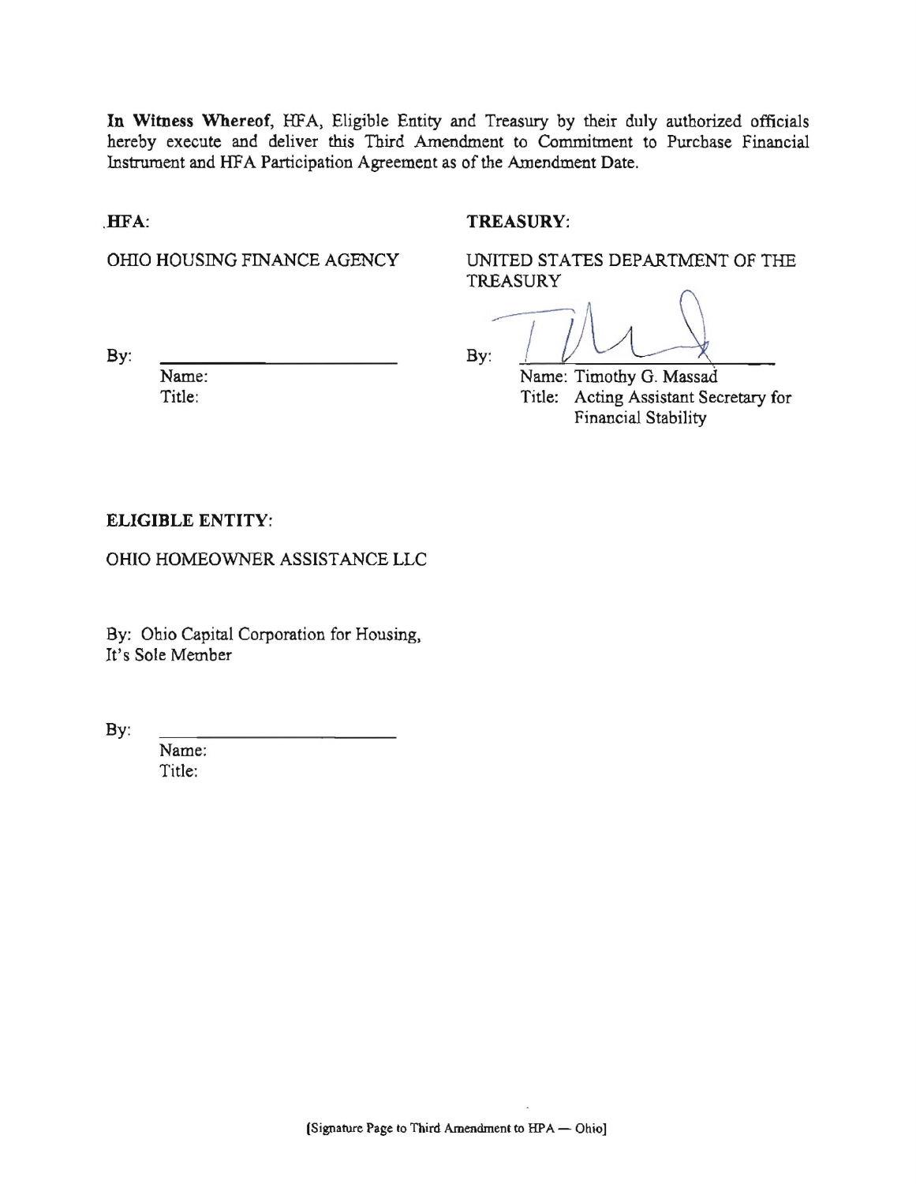**In Witness Whereof**, HFA, Eligible Entity and Treasury by their duly authorized officials hereby execute and deliver this Third Amendment to Commitment to Purchase Financial Instrument and HFA Participation Agreement as of the Amendment Date.

**HFA:**

OHIO HOUSING FINANCE AGENCY

By: ______________________

Name:

Title:

**TREASURY:**

UNITED STATES DEPARTMENT OF THE TREASURY

By: ______________________

Name: Timothy G. Massad

Title: Acting Assistant Secretary for Financial Stability

**ELIGIBLE ENTITY:**

OHIO HOMEOWNER ASSISTANCE LLC

By: Ohio Capital Corporation for Housing, It's Sole Member

By: ______________________

Name:

Title:

[Signature Page to Third Amendment to HPA — Ohio]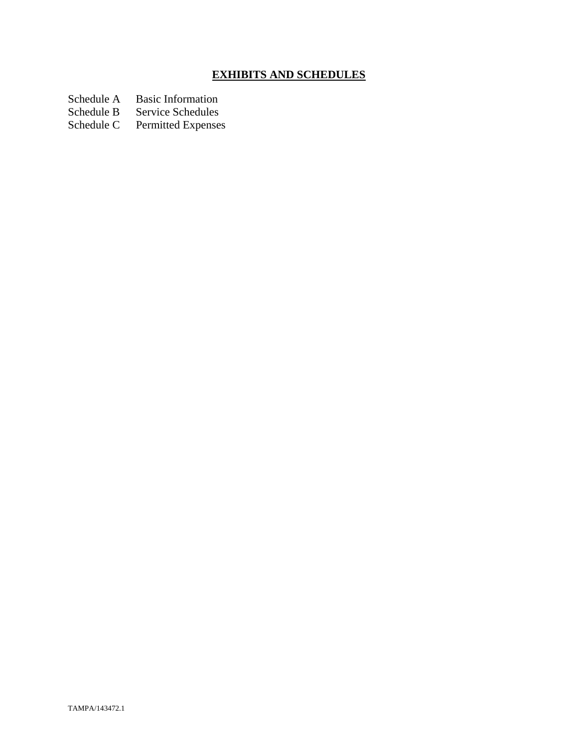## EXHIBITS AND SCHEDULES

| | |
|---|---|
| Schedule A | Basic Information |
| Schedule B | Service Schedules |
| Schedule C | Permitted Expenses |

TAMPA/143472.1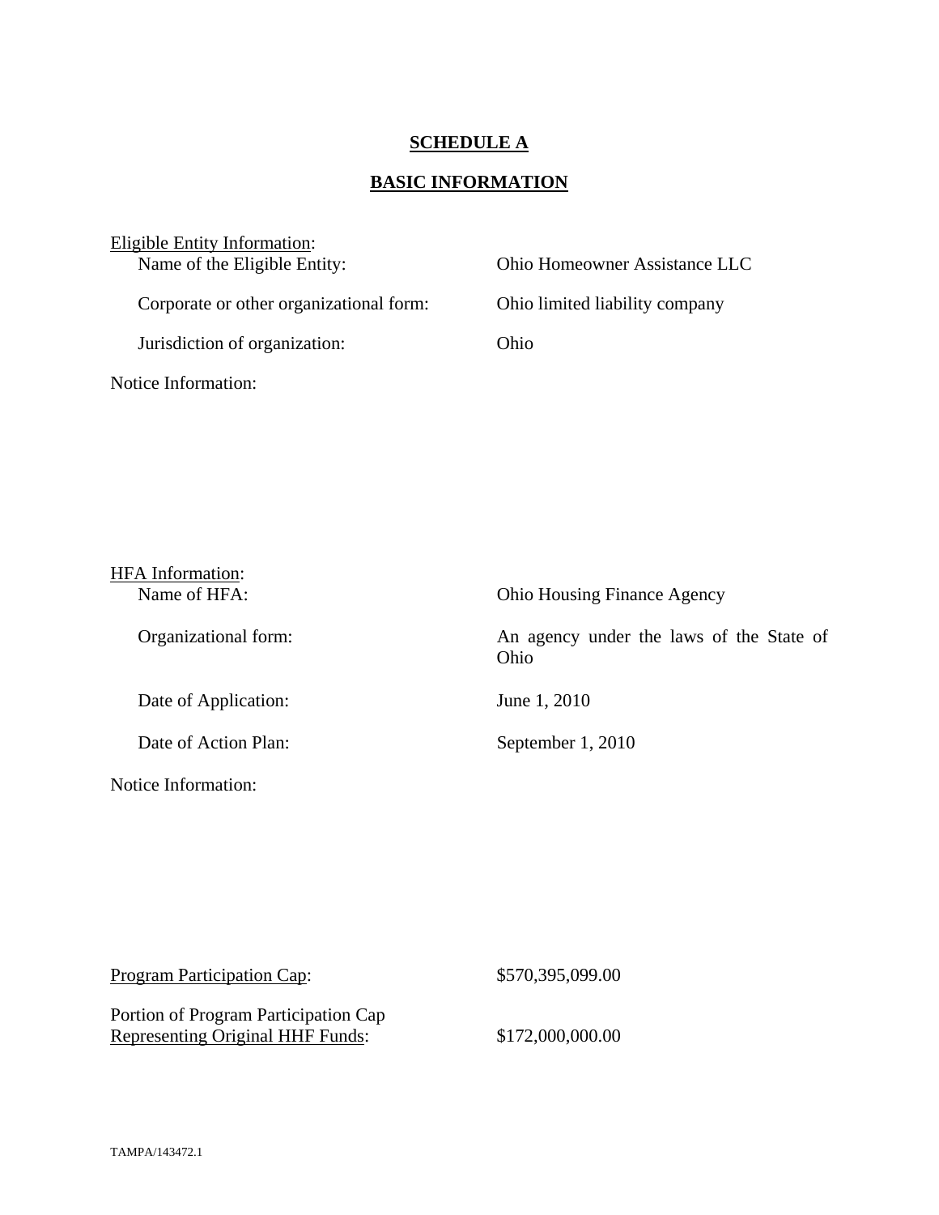# SCHEDULE A

## BASIC INFORMATION

Eligible Entity Information:

| | |
|---|---|
| Name of the Eligible Entity: | Ohio Homeowner Assistance LLC |
| Corporate or other organizational form: | Ohio limited liability company |
| Jurisdiction of organization: | Ohio |

Notice Information:

HFA Information:

| | |
|---|---|
| Name of HFA: | Ohio Housing Finance Agency |
| Organizational form: | An agency under the laws of the State of Ohio |
| Date of Application: | June 1, 2010 |
| Date of Action Plan: | September 1, 2010 |

Notice Information:

| | |
|---|---|
| Program Participation Cap: | $570,395,099.00 |
| Portion of Program Participation Cap Representing Original HHF Funds: | $172,000,000.00 |

TAMPA/143472.1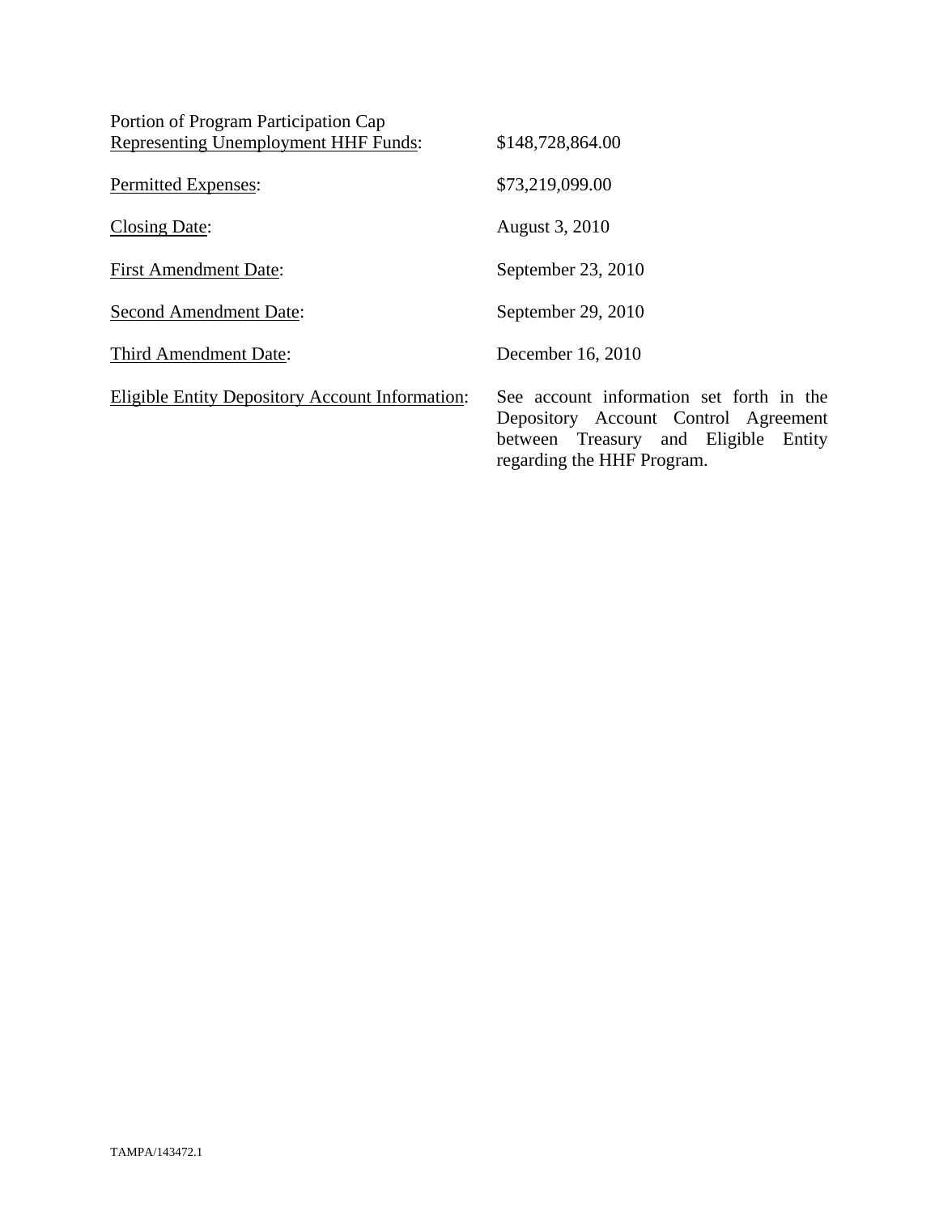| | |
|---|---|
| Portion of Program Participation Cap <u>Representing Unemployment HHF Funds</u>: | $148,728,864.00 |
| <u>Permitted Expenses</u>: | $73,219,099.00 |
| <u>Closing Date</u>: | August 3, 2010 |
| <u>First Amendment Date</u>: | September 23, 2010 |
| <u>Second Amendment Date</u>: | September 29, 2010 |
| <u>Third Amendment Date</u>: | December 16, 2010 |
| <u>Eligible Entity Depository Account Information</u>: | See account information set forth in the Depository Account Control Agreement between Treasury and Eligible Entity regarding the HHF Program. |

TAMPA/143472.1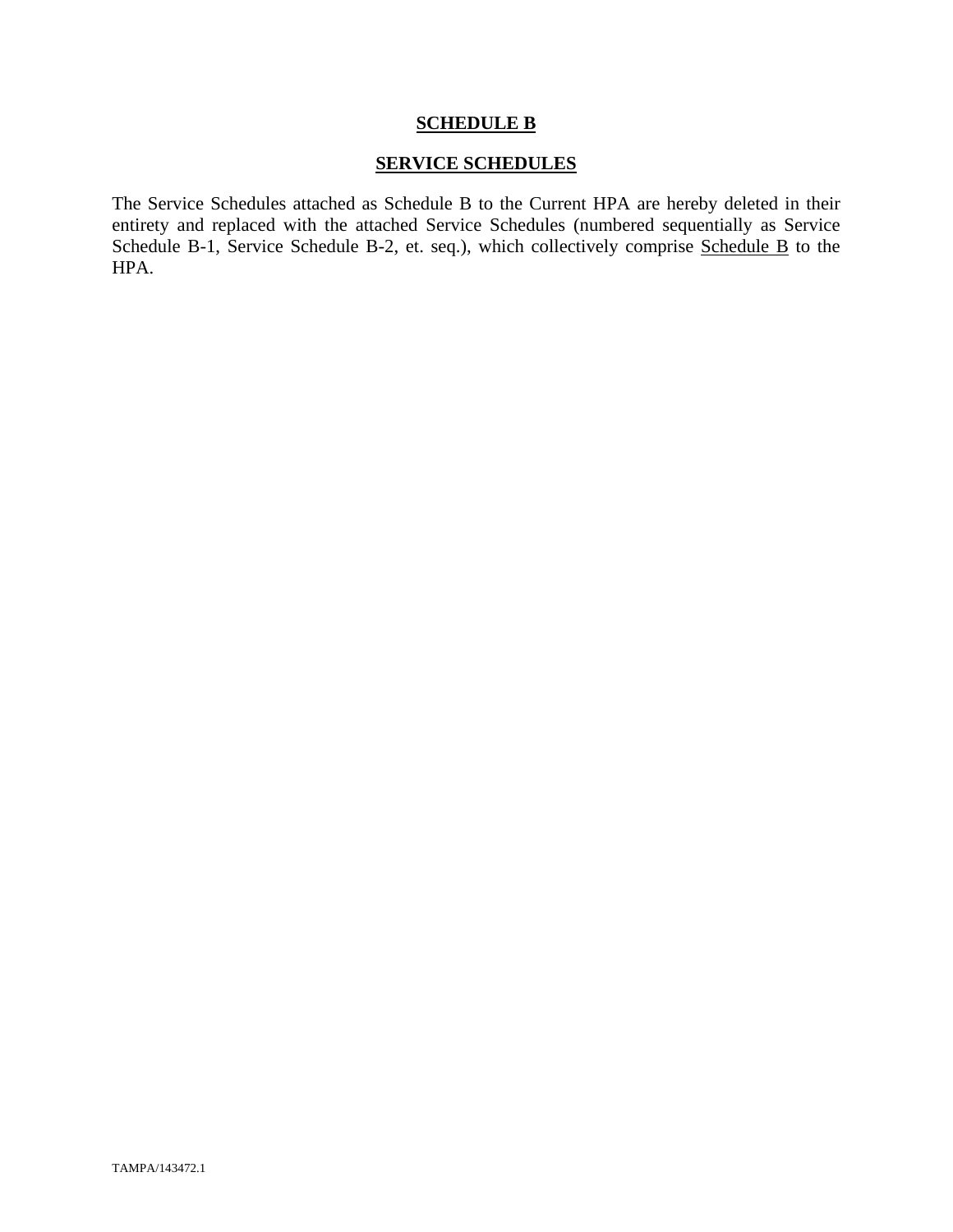# **SCHEDULE B**

## **SERVICE SCHEDULES**

The Service Schedules attached as Schedule B to the Current HPA are hereby deleted in their entirety and replaced with the attached Service Schedules (numbered sequentially as Service Schedule B-1, Service Schedule B-2, et. seq.), which collectively comprise Schedule B to the HPA.

TAMPA/143472.1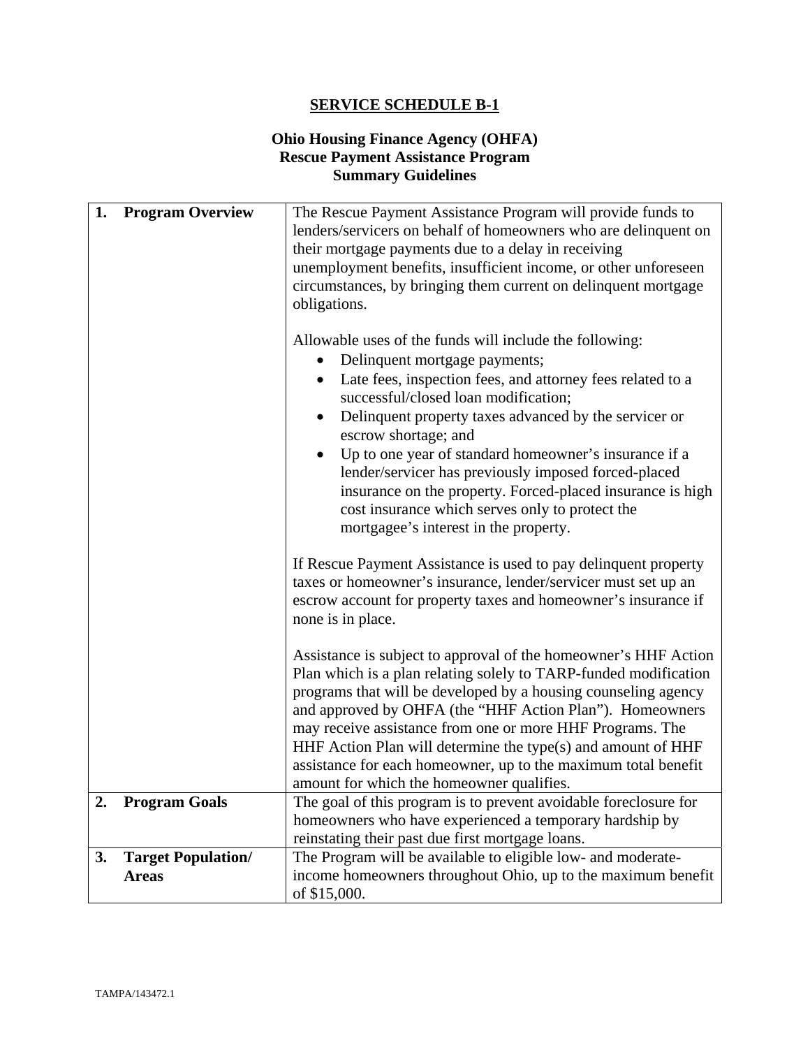**SERVICE SCHEDULE B-1**

**Ohio Housing Finance Agency (OHFA)**
**Rescue Payment Assistance Program**
**Summary Guidelines**

| | |
|---|---|
| **1. Program Overview** | The Rescue Payment Assistance Program will provide funds to lenders/servicers on behalf of homeowners who are delinquent on their mortgage payments due to a delay in receiving unemployment benefits, insufficient income, or other unforeseen circumstances, by bringing them current on delinquent mortgage obligations.<br><br>Allowable uses of the funds will include the following:<br>• Delinquent mortgage payments;<br>• Late fees, inspection fees, and attorney fees related to a successful/closed loan modification;<br>• Delinquent property taxes advanced by the servicer or escrow shortage; and<br>• Up to one year of standard homeowner's insurance if a lender/servicer has previously imposed forced-placed insurance on the property. Forced-placed insurance is high cost insurance which serves only to protect the mortgagee's interest in the property.<br><br>If Rescue Payment Assistance is used to pay delinquent property taxes or homeowner's insurance, lender/servicer must set up an escrow account for property taxes and homeowner's insurance if none is in place.<br><br>Assistance is subject to approval of the homeowner's HHF Action Plan which is a plan relating solely to TARP-funded modification programs that will be developed by a housing counseling agency and approved by OHFA (the "HHF Action Plan"). Homeowners may receive assistance from one or more HHF Programs. The HHF Action Plan will determine the type(s) and amount of HHF assistance for each homeowner, up to the maximum total benefit amount for which the homeowner qualifies. |
| **2. Program Goals** | The goal of this program is to prevent avoidable foreclosure for homeowners who have experienced a temporary hardship by reinstating their past due first mortgage loans. |
| **3. Target Population/ Areas** | The Program will be available to eligible low- and moderate-income homeowners throughout Ohio, up to the maximum benefit of $15,000. |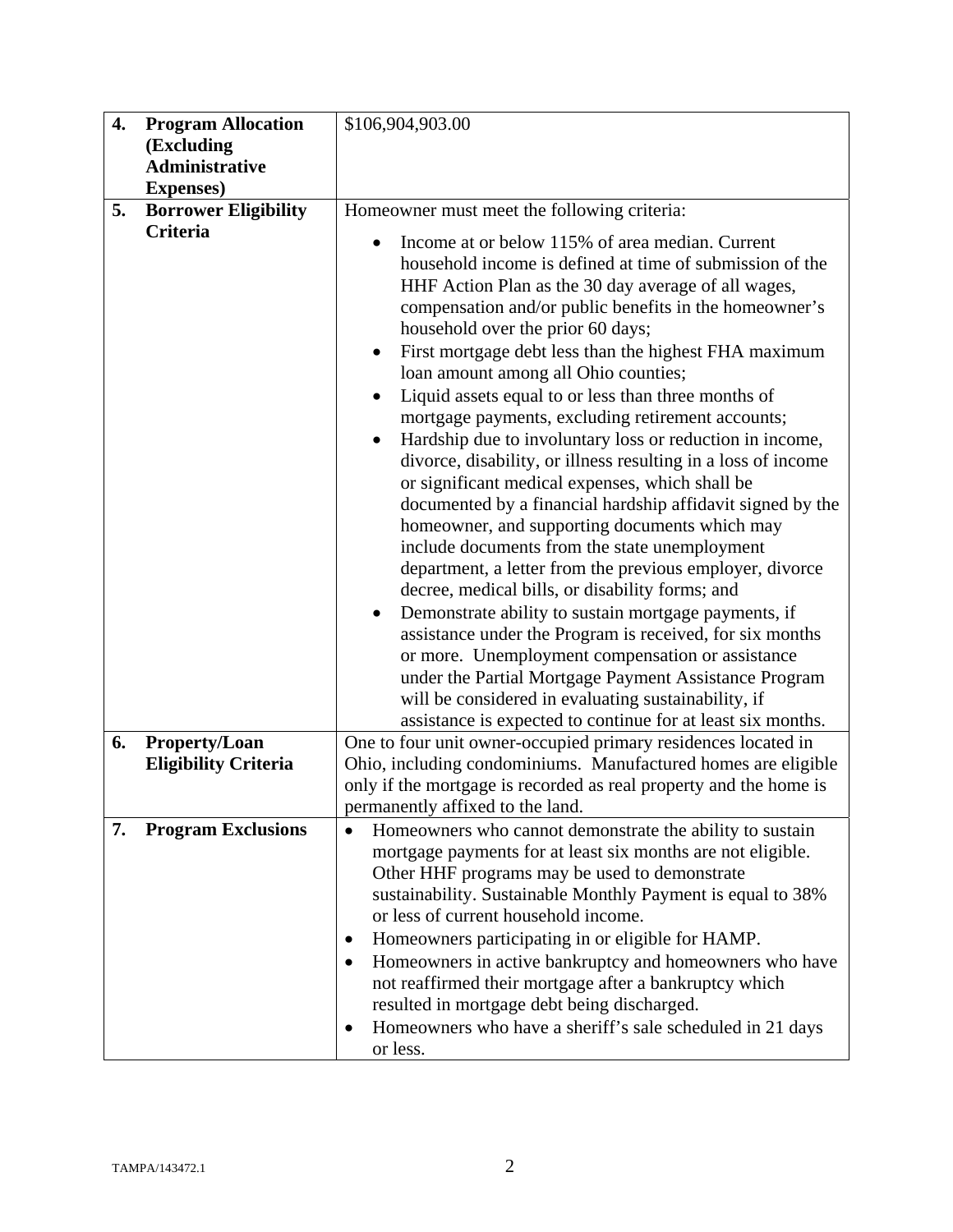| | | |
|---|---|---|
| **4.** | **Program Allocation (Excluding Administrative Expenses)** | $106,904,903.00 |
| **5.** | **Borrower Eligibility Criteria** | Homeowner must meet the following criteria:<br>• Income at or below 115% of area median. Current household income is defined at time of submission of the HHF Action Plan as the 30 day average of all wages, compensation and/or public benefits in the homeowner's household over the prior 60 days;<br>• First mortgage debt less than the highest FHA maximum loan amount among all Ohio counties;<br>• Liquid assets equal to or less than three months of mortgage payments, excluding retirement accounts;<br>• Hardship due to involuntary loss or reduction in income, divorce, disability, or illness resulting in a loss of income or significant medical expenses, which shall be documented by a financial hardship affidavit signed by the homeowner, and supporting documents which may include documents from the state unemployment department, a letter from the previous employer, divorce decree, medical bills, or disability forms; and<br>• Demonstrate ability to sustain mortgage payments, if assistance under the Program is received, for six months or more. Unemployment compensation or assistance under the Partial Mortgage Payment Assistance Program will be considered in evaluating sustainability, if assistance is expected to continue for at least six months. |
| **6.** | **Property/Loan Eligibility Criteria** | One to four unit owner-occupied primary residences located in Ohio, including condominiums. Manufactured homes are eligible only if the mortgage is recorded as real property and the home is permanently affixed to the land. |
| **7.** | **Program Exclusions** | • Homeowners who cannot demonstrate the ability to sustain mortgage payments for at least six months are not eligible. Other HHF programs may be used to demonstrate sustainability. Sustainable Monthly Payment is equal to 38% or less of current household income.<br>• Homeowners participating in or eligible for HAMP.<br>• Homeowners in active bankruptcy and homeowners who have not reaffirmed their mortgage after a bankruptcy which resulted in mortgage debt being discharged.<br>• Homeowners who have a sheriff's sale scheduled in 21 days or less. |

TAMPA/143472.1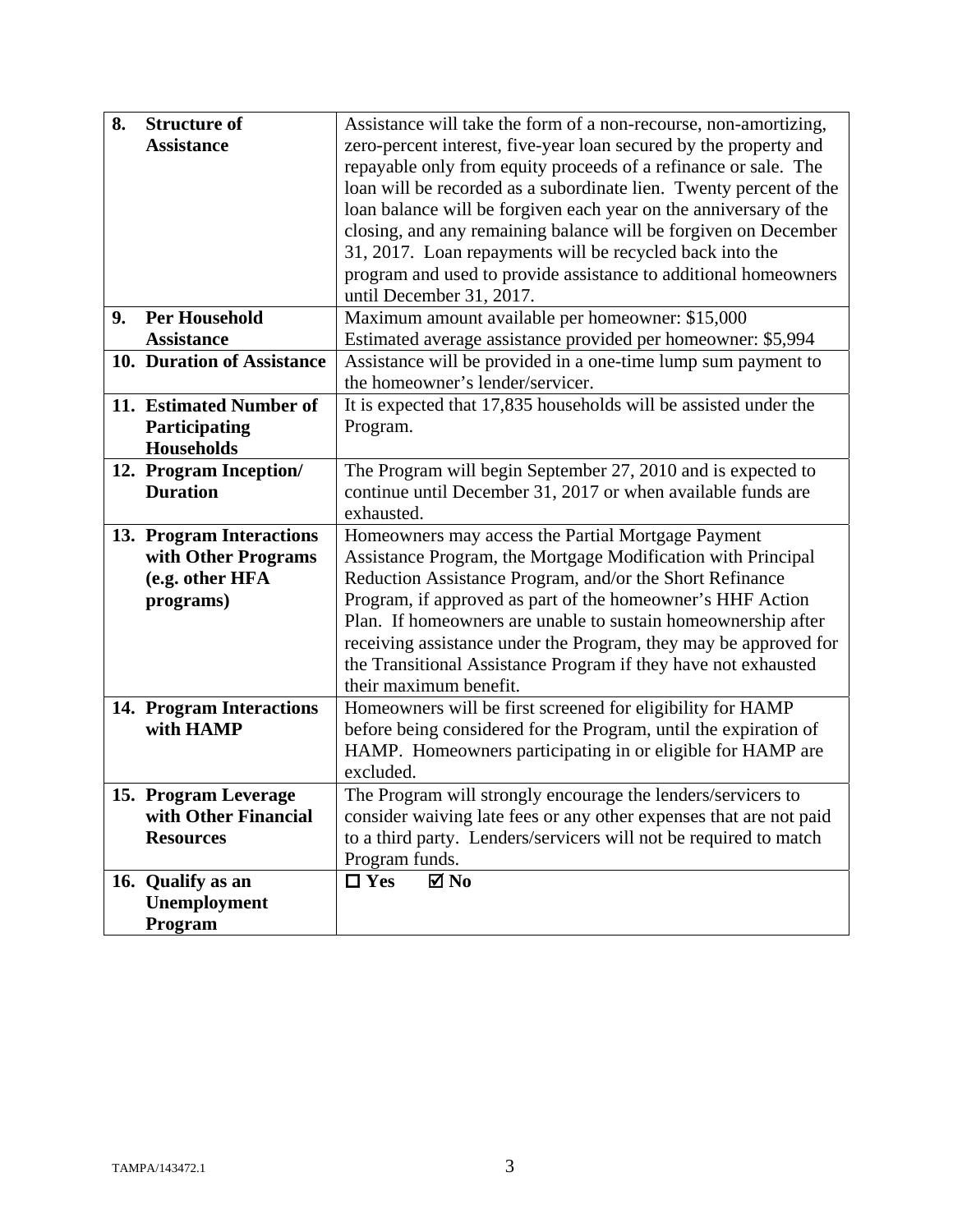| | |
|---|---|
| **8. Structure of Assistance** | Assistance will take the form of a non-recourse, non-amortizing, zero-percent interest, five-year loan secured by the property and repayable only from equity proceeds of a refinance or sale. The loan will be recorded as a subordinate lien. Twenty percent of the loan balance will be forgiven each year on the anniversary of the closing, and any remaining balance will be forgiven on December 31, 2017. Loan repayments will be recycled back into the program and used to provide assistance to additional homeowners until December 31, 2017. |
| **9. Per Household Assistance** | Maximum amount available per homeowner: $15,000<br>Estimated average assistance provided per homeowner: $5,994 |
| **10. Duration of Assistance** | Assistance will be provided in a one-time lump sum payment to the homeowner's lender/servicer. |
| **11. Estimated Number of Participating Households** | It is expected that 17,835 households will be assisted under the Program. |
| **12. Program Inception/ Duration** | The Program will begin September 27, 2010 and is expected to continue until December 31, 2017 or when available funds are exhausted. |
| **13. Program Interactions with Other Programs (e.g. other HFA programs)** | Homeowners may access the Partial Mortgage Payment Assistance Program, the Mortgage Modification with Principal Reduction Assistance Program, and/or the Short Refinance Program, if approved as part of the homeowner's HHF Action Plan. If homeowners are unable to sustain homeownership after receiving assistance under the Program, they may be approved for the Transitional Assistance Program if they have not exhausted their maximum benefit. |
| **14. Program Interactions with HAMP** | Homeowners will be first screened for eligibility for HAMP before being considered for the Program, until the expiration of HAMP. Homeowners participating in or eligible for HAMP are excluded. |
| **15. Program Leverage with Other Financial Resources** | The Program will strongly encourage the lenders/servicers to consider waiving late fees or any other expenses that are not paid to a third party. Lenders/servicers will not be required to match Program funds. |
| **16. Qualify as an Unemployment Program** | ☐ **Yes** ☑ **No** |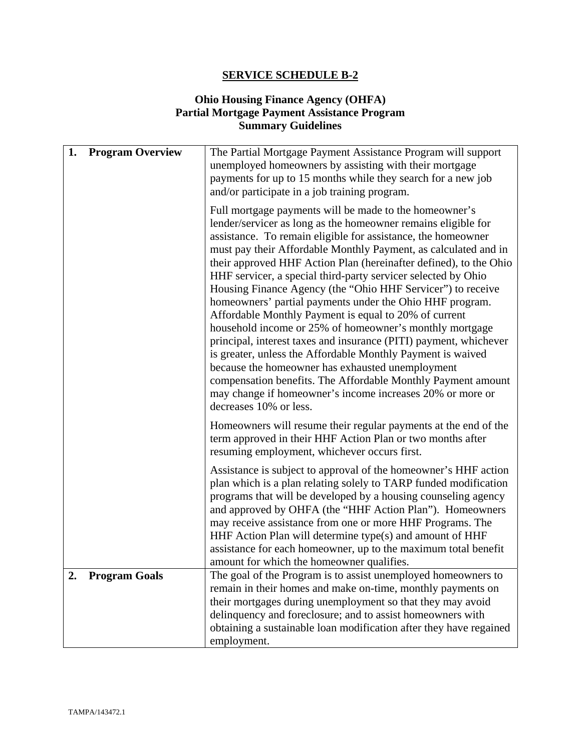## SERVICE SCHEDULE B-2

### Ohio Housing Finance Agency (OHFA)
### Partial Mortgage Payment Assistance Program
### Summary Guidelines

| | |
|---|---|
| **1. Program Overview** | The Partial Mortgage Payment Assistance Program will support unemployed homeowners by assisting with their mortgage payments for up to 15 months while they search for a new job and/or participate in a job training program.<br><br>Full mortgage payments will be made to the homeowner's lender/servicer as long as the homeowner remains eligible for assistance. To remain eligible for assistance, the homeowner must pay their Affordable Monthly Payment, as calculated and in their approved HHF Action Plan (hereinafter defined), to the Ohio HHF servicer, a special third-party servicer selected by Ohio Housing Finance Agency (the "Ohio HHF Servicer") to receive homeowners' partial payments under the Ohio HHF program. Affordable Monthly Payment is equal to 20% of current household income or 25% of homeowner's monthly mortgage principal, interest taxes and insurance (PITI) payment, whichever is greater, unless the Affordable Monthly Payment is waived because the homeowner has exhausted unemployment compensation benefits. The Affordable Monthly Payment amount may change if homeowner's income increases 20% or more or decreases 10% or less.<br><br>Homeowners will resume their regular payments at the end of the term approved in their HHF Action Plan or two months after resuming employment, whichever occurs first.<br><br>Assistance is subject to approval of the homeowner's HHF action plan which is a plan relating solely to TARP funded modification programs that will be developed by a housing counseling agency and approved by OHFA (the "HHF Action Plan"). Homeowners may receive assistance from one or more HHF Programs. The HHF Action Plan will determine type(s) and amount of HHF assistance for each homeowner, up to the maximum total benefit amount for which the homeowner qualifies. |
| **2. Program Goals** | The goal of the Program is to assist unemployed homeowners to remain in their homes and make on-time, monthly payments on their mortgages during unemployment so that they may avoid delinquency and foreclosure; and to assist homeowners with obtaining a sustainable loan modification after they have regained employment. |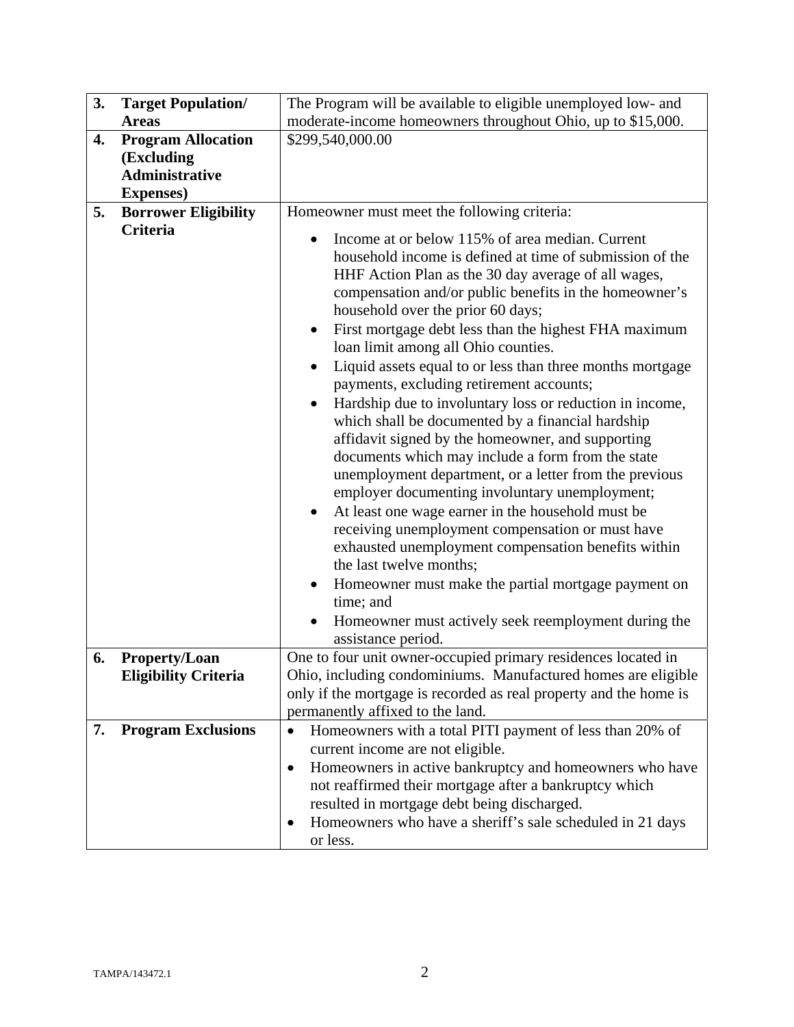| | | |
|---|---|---|
| **3.** | **Target Population/ Areas** | The Program will be available to eligible unemployed low- and moderate-income homeowners throughout Ohio, up to $15,000. |
| **4.** | **Program Allocation (Excluding Administrative Expenses)** | $299,540,000.00 |
| **5.** | **Borrower Eligibility Criteria** | Homeowner must meet the following criteria:<br>• Income at or below 115% of area median. Current household income is defined at time of submission of the HHF Action Plan as the 30 day average of all wages, compensation and/or public benefits in the homeowner's household over the prior 60 days;<br>• First mortgage debt less than the highest FHA maximum loan limit among all Ohio counties.<br>• Liquid assets equal to or less than three months mortgage payments, excluding retirement accounts;<br>• Hardship due to involuntary loss or reduction in income, which shall be documented by a financial hardship affidavit signed by the homeowner, and supporting documents which may include a form from the state unemployment department, or a letter from the previous employer documenting involuntary unemployment;<br>• At least one wage earner in the household must be receiving unemployment compensation or must have exhausted unemployment compensation benefits within the last twelve months;<br>• Homeowner must make the partial mortgage payment on time; and<br>• Homeowner must actively seek reemployment during the assistance period. |
| **6.** | **Property/Loan Eligibility Criteria** | One to four unit owner-occupied primary residences located in Ohio, including condominiums. Manufactured homes are eligible only if the mortgage is recorded as real property and the home is permanently affixed to the land. |
| **7.** | **Program Exclusions** | • Homeowners with a total PITI payment of less than 20% of current income are not eligible.<br>• Homeowners in active bankruptcy and homeowners who have not reaffirmed their mortgage after a bankruptcy which resulted in mortgage debt being discharged.<br>• Homeowners who have a sheriff's sale scheduled in 21 days or less. |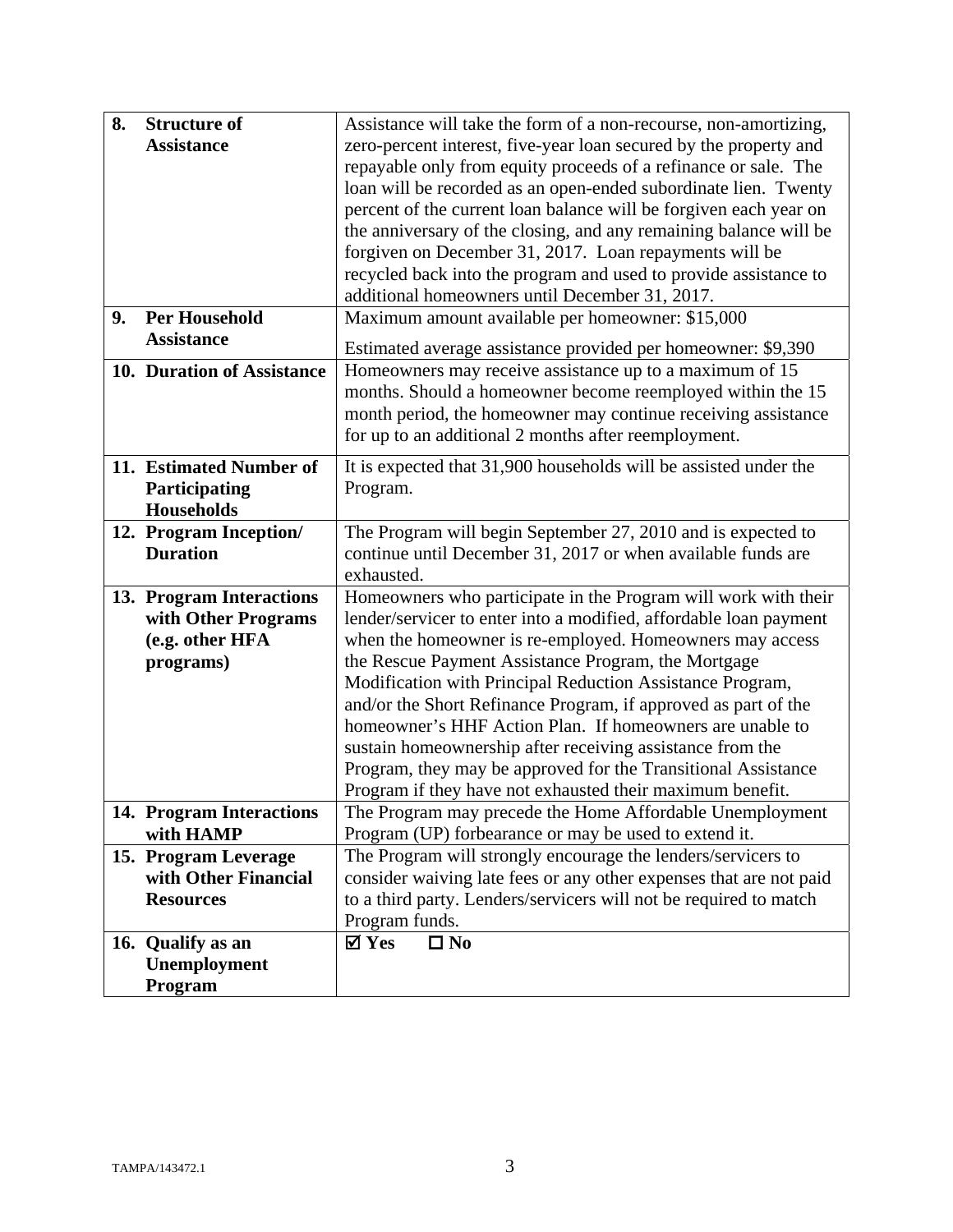| | |
|---|---|
| **8. Structure of Assistance** | Assistance will take the form of a non-recourse, non-amortizing, zero-percent interest, five-year loan secured by the property and repayable only from equity proceeds of a refinance or sale. The loan will be recorded as an open-ended subordinate lien. Twenty percent of the current loan balance will be forgiven each year on the anniversary of the closing, and any remaining balance will be forgiven on December 31, 2017. Loan repayments will be recycled back into the program and used to provide assistance to additional homeowners until December 31, 2017. |
| **9. Per Household Assistance** | Maximum amount available per homeowner: $15,000<br><br>Estimated average assistance provided per homeowner: $9,390 |
| **10. Duration of Assistance** | Homeowners may receive assistance up to a maximum of 15 months. Should a homeowner become reemployed within the 15 month period, the homeowner may continue receiving assistance for up to an additional 2 months after reemployment. |
| **11. Estimated Number of Participating Households** | It is expected that 31,900 households will be assisted under the Program. |
| **12. Program Inception/ Duration** | The Program will begin September 27, 2010 and is expected to continue until December 31, 2017 or when available funds are exhausted. |
| **13. Program Interactions with Other Programs (e.g. other HFA programs)** | Homeowners who participate in the Program will work with their lender/servicer to enter into a modified, affordable loan payment when the homeowner is re-employed. Homeowners may access the Rescue Payment Assistance Program, the Mortgage Modification with Principal Reduction Assistance Program, and/or the Short Refinance Program, if approved as part of the homeowner's HHF Action Plan. If homeowners are unable to sustain homeownership after receiving assistance from the Program, they may be approved for the Transitional Assistance Program if they have not exhausted their maximum benefit. |
| **14. Program Interactions with HAMP** | The Program may precede the Home Affordable Unemployment Program (UP) forbearance or may be used to extend it. |
| **15. Program Leverage with Other Financial Resources** | The Program will strongly encourage the lenders/servicers to consider waiving late fees or any other expenses that are not paid to a third party. Lenders/servicers will not be required to match Program funds. |
| **16. Qualify as an Unemployment Program** | ☑ **Yes** ☐ **No** |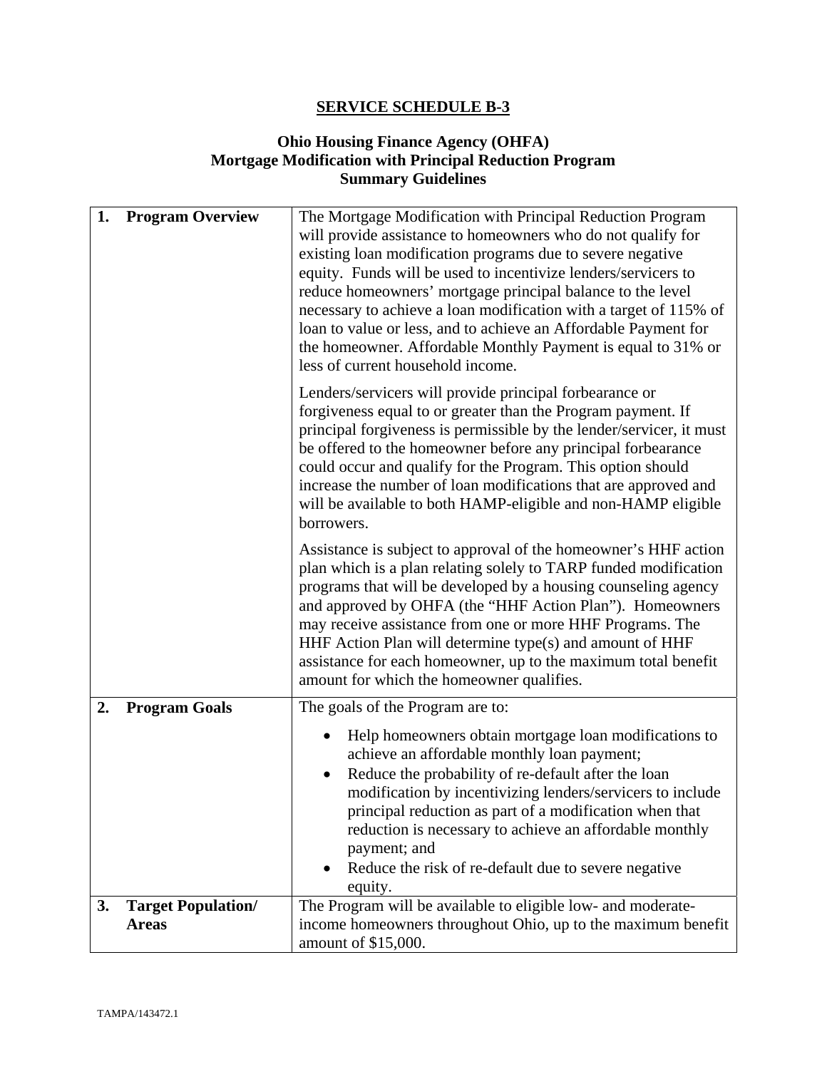## SERVICE SCHEDULE B-3

### Ohio Housing Finance Agency (OHFA) Mortgage Modification with Principal Reduction Program Summary Guidelines

| | |
|---|---|
| **1. Program Overview** | The Mortgage Modification with Principal Reduction Program will provide assistance to homeowners who do not qualify for existing loan modification programs due to severe negative equity. Funds will be used to incentivize lenders/servicers to reduce homeowners' mortgage principal balance to the level necessary to achieve a loan modification with a target of 115% of loan to value or less, and to achieve an Affordable Payment for the homeowner. Affordable Monthly Payment is equal to 31% or less of current household income.<br><br>Lenders/servicers will provide principal forbearance or forgiveness equal to or greater than the Program payment. If principal forgiveness is permissible by the lender/servicer, it must be offered to the homeowner before any principal forbearance could occur and qualify for the Program. This option should increase the number of loan modifications that are approved and will be available to both HAMP-eligible and non-HAMP eligible borrowers.<br><br>Assistance is subject to approval of the homeowner's HHF action plan which is a plan relating solely to TARP funded modification programs that will be developed by a housing counseling agency and approved by OHFA (the "HHF Action Plan"). Homeowners may receive assistance from one or more HHF Programs. The HHF Action Plan will determine type(s) and amount of HHF assistance for each homeowner, up to the maximum total benefit amount for which the homeowner qualifies. |
| **2. Program Goals** | The goals of the Program are to:<br><br>• Help homeowners obtain mortgage loan modifications to achieve an affordable monthly loan payment;<br>• Reduce the probability of re-default after the loan modification by incentivizing lenders/servicers to include principal reduction as part of a modification when that reduction is necessary to achieve an affordable monthly payment; and<br>• Reduce the risk of re-default due to severe negative equity. |
| **3. Target Population/ Areas** | The Program will be available to eligible low- and moderate-income homeowners throughout Ohio, up to the maximum benefit amount of $15,000. |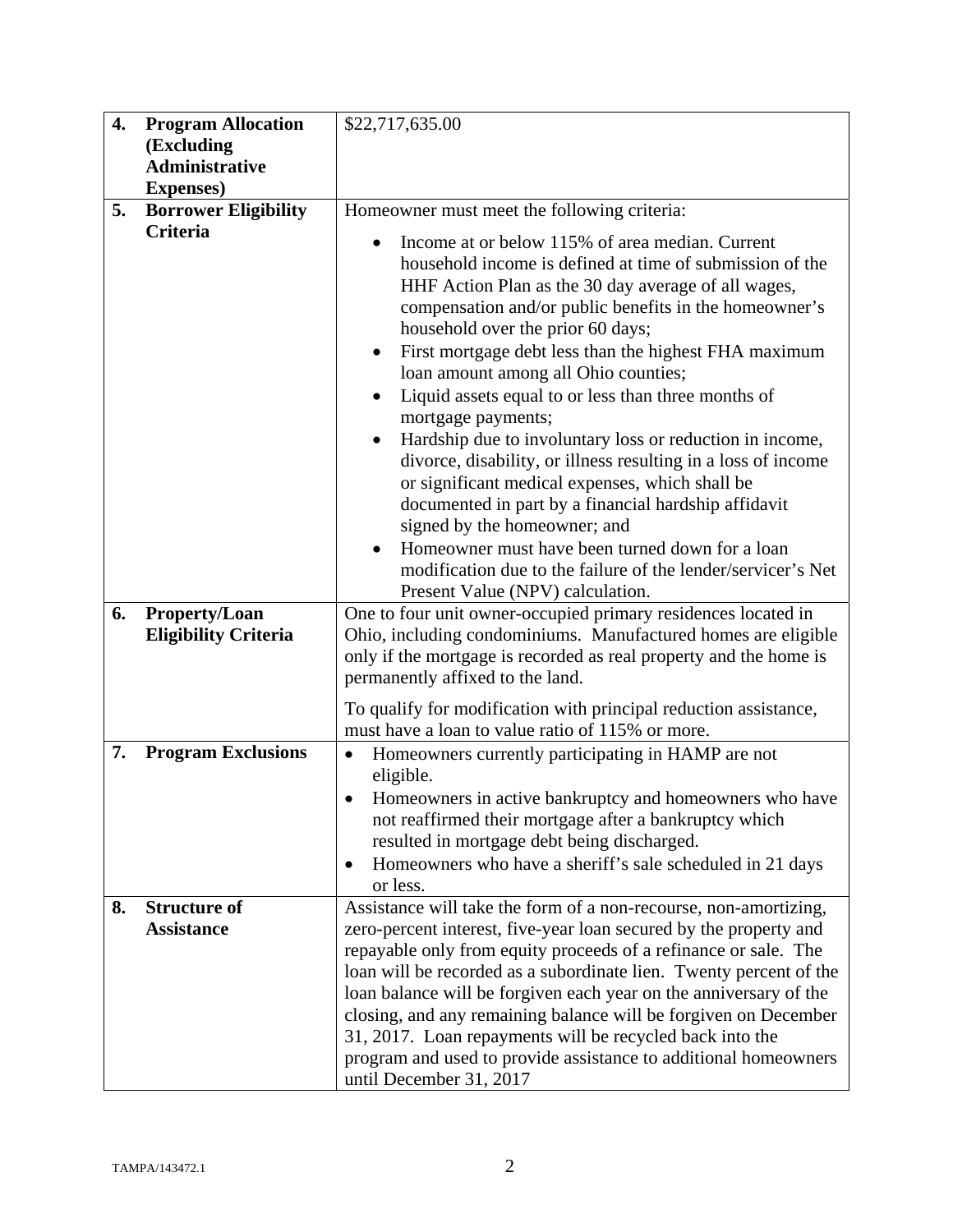| | | |
|---|---|---|
| **4.** | **Program Allocation (Excluding Administrative Expenses)** | $22,717,635.00 |
| **5.** | **Borrower Eligibility Criteria** | Homeowner must meet the following criteria:<br><br>• Income at or below 115% of area median. Current household income is defined at time of submission of the HHF Action Plan as the 30 day average of all wages, compensation and/or public benefits in the homeowner's household over the prior 60 days;<br>• First mortgage debt less than the highest FHA maximum loan amount among all Ohio counties;<br>• Liquid assets equal to or less than three months of mortgage payments;<br>• Hardship due to involuntary loss or reduction in income, divorce, disability, or illness resulting in a loss of income or significant medical expenses, which shall be documented in part by a financial hardship affidavit signed by the homeowner; and<br>• Homeowner must have been turned down for a loan modification due to the failure of the lender/servicer's Net Present Value (NPV) calculation. |
| **6.** | **Property/Loan Eligibility Criteria** | One to four unit owner-occupied primary residences located in Ohio, including condominiums. Manufactured homes are eligible only if the mortgage is recorded as real property and the home is permanently affixed to the land.<br><br>To qualify for modification with principal reduction assistance, must have a loan to value ratio of 115% or more. |
| **7.** | **Program Exclusions** | • Homeowners currently participating in HAMP are not eligible.<br>• Homeowners in active bankruptcy and homeowners who have not reaffirmed their mortgage after a bankruptcy which resulted in mortgage debt being discharged.<br>• Homeowners who have a sheriff's sale scheduled in 21 days or less. |
| **8.** | **Structure of Assistance** | Assistance will take the form of a non-recourse, non-amortizing, zero-percent interest, five-year loan secured by the property and repayable only from equity proceeds of a refinance or sale. The loan will be recorded as a subordinate lien. Twenty percent of the loan balance will be forgiven each year on the anniversary of the closing, and any remaining balance will be forgiven on December 31, 2017. Loan repayments will be recycled back into the program and used to provide assistance to additional homeowners until December 31, 2017 |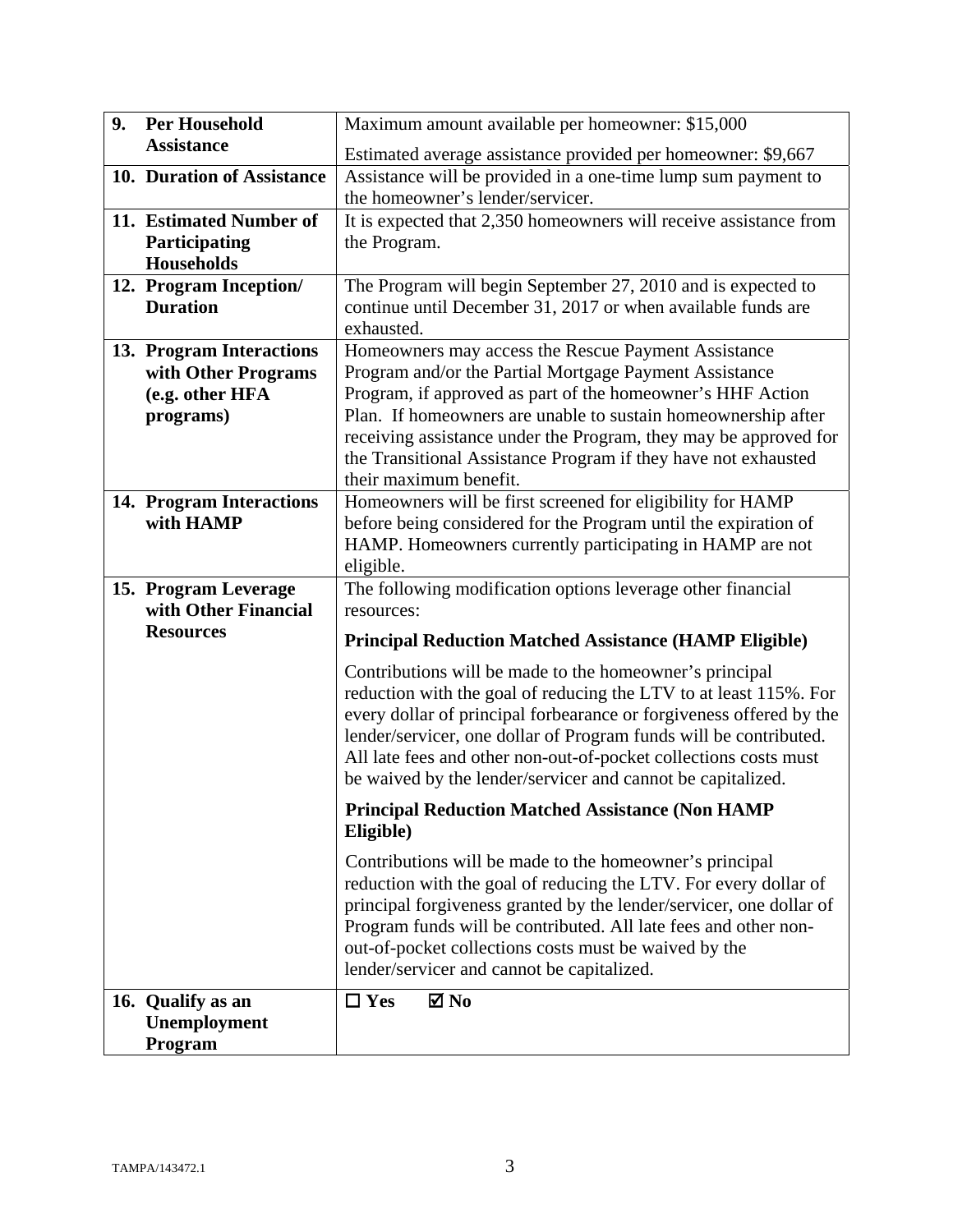| | |
|---|---|
| **9. Per Household Assistance** | Maximum amount available per homeowner: $15,000<br><br>Estimated average assistance provided per homeowner: $9,667 |
| **10. Duration of Assistance** | Assistance will be provided in a one-time lump sum payment to the homeowner's lender/servicer. |
| **11. Estimated Number of Participating Households** | It is expected that 2,350 homeowners will receive assistance from the Program. |
| **12. Program Inception/ Duration** | The Program will begin September 27, 2010 and is expected to continue until December 31, 2017 or when available funds are exhausted. |
| **13. Program Interactions with Other Programs (e.g. other HFA programs)** | Homeowners may access the Rescue Payment Assistance Program and/or the Partial Mortgage Payment Assistance Program, if approved as part of the homeowner's HHF Action Plan. If homeowners are unable to sustain homeownership after receiving assistance under the Program, they may be approved for the Transitional Assistance Program if they have not exhausted their maximum benefit. |
| **14. Program Interactions with HAMP** | Homeowners will be first screened for eligibility for HAMP before being considered for the Program until the expiration of HAMP. Homeowners currently participating in HAMP are not eligible. |
| **15. Program Leverage with Other Financial Resources** | The following modification options leverage other financial resources:<br><br>**Principal Reduction Matched Assistance (HAMP Eligible)**<br><br>Contributions will be made to the homeowner's principal reduction with the goal of reducing the LTV to at least 115%. For every dollar of principal forbearance or forgiveness offered by the lender/servicer, one dollar of Program funds will be contributed. All late fees and other non-out-of-pocket collections costs must be waived by the lender/servicer and cannot be capitalized.<br><br>**Principal Reduction Matched Assistance (Non HAMP Eligible)**<br><br>Contributions will be made to the homeowner's principal reduction with the goal of reducing the LTV. For every dollar of principal forgiveness granted by the lender/servicer, one dollar of Program funds will be contributed. All late fees and other non-out-of-pocket collections costs must be waived by the lender/servicer and cannot be capitalized. |
| **16. Qualify as an Unemployment Program** | ☐ **Yes** ☑ **No** |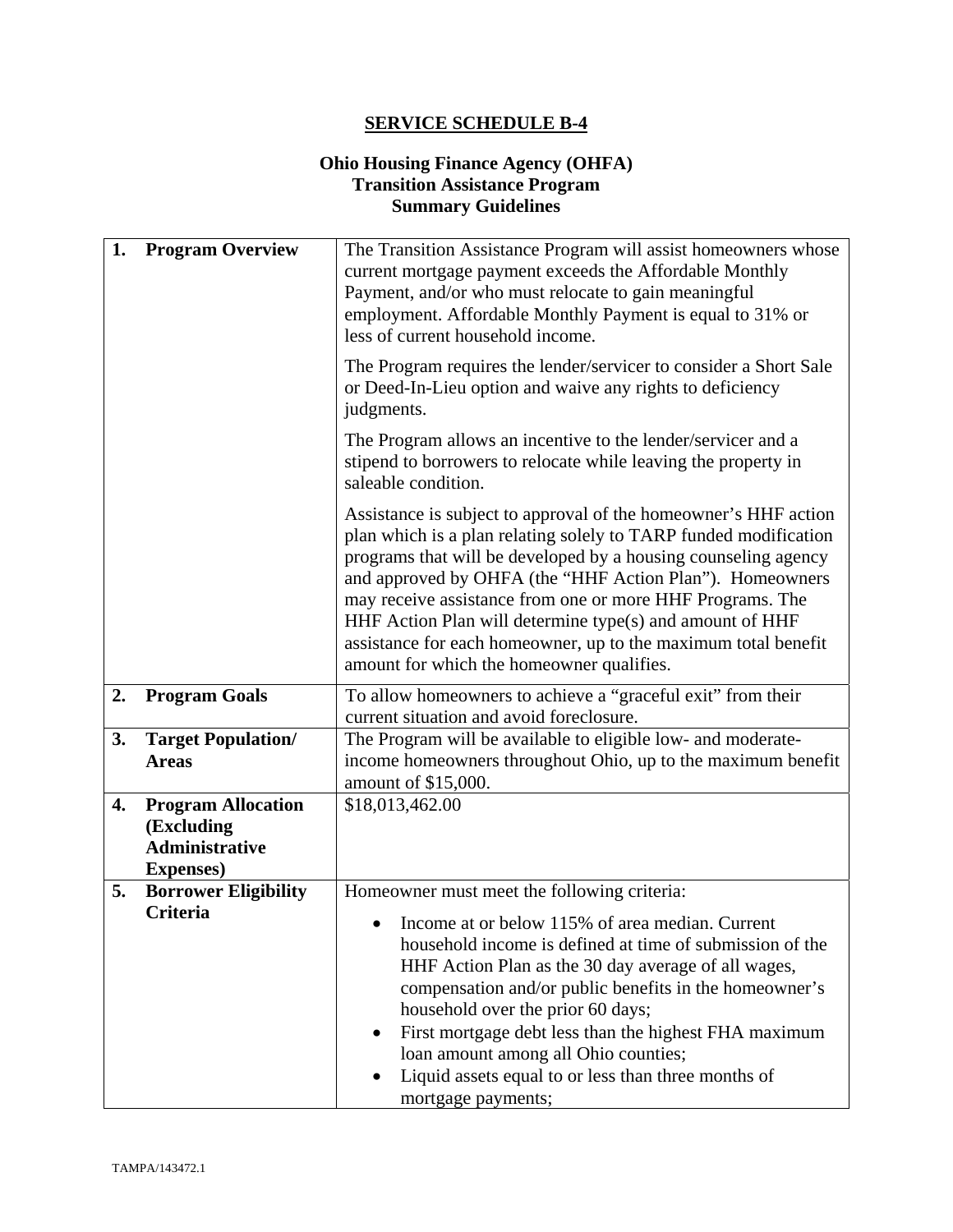# SERVICE SCHEDULE B-4

## Ohio Housing Finance Agency (OHFA)
## Transition Assistance Program
## Summary Guidelines

| | |
|---|---|
| **1. Program Overview** | The Transition Assistance Program will assist homeowners whose current mortgage payment exceeds the Affordable Monthly Payment, and/or who must relocate to gain meaningful employment. Affordable Monthly Payment is equal to 31% or less of current household income.<br><br>The Program requires the lender/servicer to consider a Short Sale or Deed-In-Lieu option and waive any rights to deficiency judgments.<br><br>The Program allows an incentive to the lender/servicer and a stipend to borrowers to relocate while leaving the property in saleable condition.<br><br>Assistance is subject to approval of the homeowner's HHF action plan which is a plan relating solely to TARP funded modification programs that will be developed by a housing counseling agency and approved by OHFA (the "HHF Action Plan"). Homeowners may receive assistance from one or more HHF Programs. The HHF Action Plan will determine type(s) and amount of HHF assistance for each homeowner, up to the maximum total benefit amount for which the homeowner qualifies. |
| **2. Program Goals** | To allow homeowners to achieve a "graceful exit" from their current situation and avoid foreclosure. |
| **3. Target Population/ Areas** | The Program will be available to eligible low- and moderate-income homeowners throughout Ohio, up to the maximum benefit amount of $15,000. |
| **4. Program Allocation (Excluding Administrative Expenses)** | $18,013,462.00 |
| **5. Borrower Eligibility Criteria** | Homeowner must meet the following criteria:<br>• Income at or below 115% of area median. Current household income is defined at time of submission of the HHF Action Plan as the 30 day average of all wages, compensation and/or public benefits in the homeowner's household over the prior 60 days;<br>• First mortgage debt less than the highest FHA maximum loan amount among all Ohio counties;<br>• Liquid assets equal to or less than three months of mortgage payments; |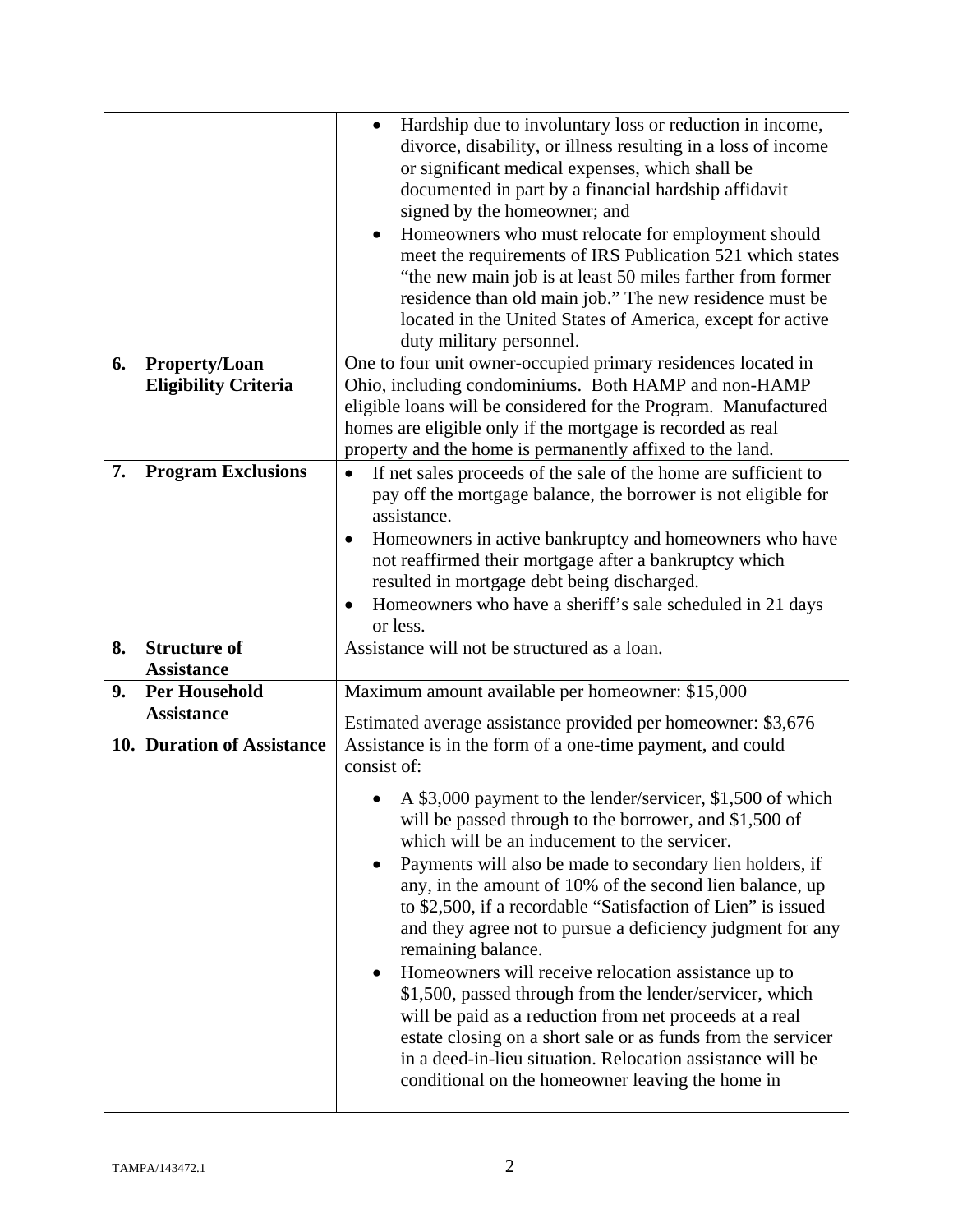| | |
|---|---|
| | • Hardship due to involuntary loss or reduction in income, divorce, disability, or illness resulting in a loss of income or significant medical expenses, which shall be documented in part by a financial hardship affidavit signed by the homeowner; and<br>• Homeowners who must relocate for employment should meet the requirements of IRS Publication 521 which states "the new main job is at least 50 miles farther from former residence than old main job." The new residence must be located in the United States of America, except for active duty military personnel. |
| **6. Property/Loan Eligibility Criteria** | One to four unit owner-occupied primary residences located in Ohio, including condominiums. Both HAMP and non-HAMP eligible loans will be considered for the Program. Manufactured homes are eligible only if the mortgage is recorded as real property and the home is permanently affixed to the land. |
| **7. Program Exclusions** | • If net sales proceeds of the sale of the home are sufficient to pay off the mortgage balance, the borrower is not eligible for assistance.<br>• Homeowners in active bankruptcy and homeowners who have not reaffirmed their mortgage after a bankruptcy which resulted in mortgage debt being discharged.<br>• Homeowners who have a sheriff's sale scheduled in 21 days or less. |
| **8. Structure of Assistance** | Assistance will not be structured as a loan. |
| **9. Per Household Assistance** | Maximum amount available per homeowner: $15,000<br>Estimated average assistance provided per homeowner: $3,676 |
| **10. Duration of Assistance** | Assistance is in the form of a one-time payment, and could consist of:<br>• A $3,000 payment to the lender/servicer, $1,500 of which will be passed through to the borrower, and $1,500 of which will be an inducement to the servicer.<br>• Payments will also be made to secondary lien holders, if any, in the amount of 10% of the second lien balance, up to $2,500, if a recordable "Satisfaction of Lien" is issued and they agree not to pursue a deficiency judgment for any remaining balance.<br>• Homeowners will receive relocation assistance up to $1,500, passed through from the lender/servicer, which will be paid as a reduction from net proceeds at a real estate closing on a short sale or as funds from the servicer in a deed-in-lieu situation. Relocation assistance will be conditional on the homeowner leaving the home in |

TAMPA/143472.1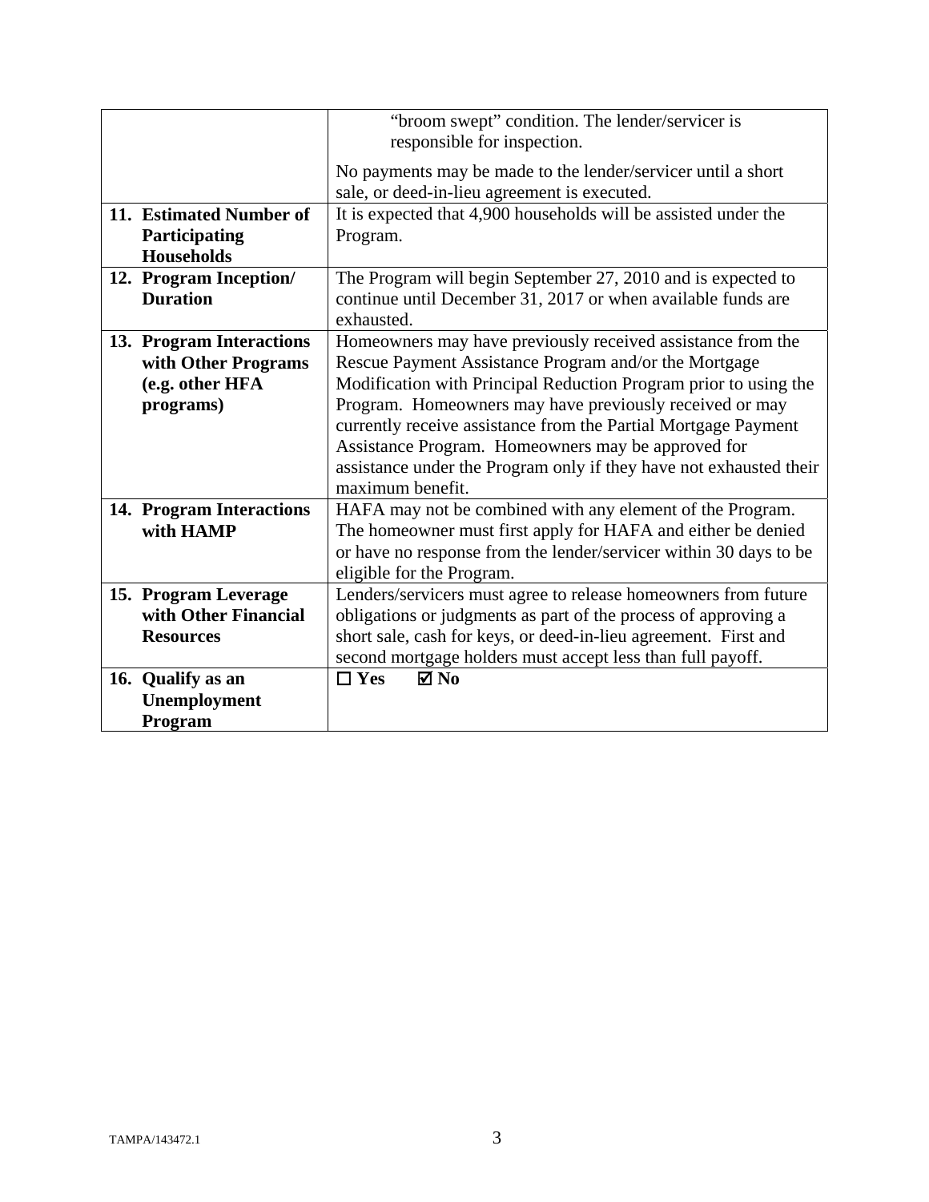| | |
|---|---|
| | "broom swept" condition. The lender/servicer is responsible for inspection.<br><br>No payments may be made to the lender/servicer until a short sale, or deed-in-lieu agreement is executed. |
| **11. Estimated Number of Participating Households** | It is expected that 4,900 households will be assisted under the Program. |
| **12. Program Inception/ Duration** | The Program will begin September 27, 2010 and is expected to continue until December 31, 2017 or when available funds are exhausted. |
| **13. Program Interactions with Other Programs (e.g. other HFA programs)** | Homeowners may have previously received assistance from the Rescue Payment Assistance Program and/or the Mortgage Modification with Principal Reduction Program prior to using the Program. Homeowners may have previously received or may currently receive assistance from the Partial Mortgage Payment Assistance Program. Homeowners may be approved for assistance under the Program only if they have not exhausted their maximum benefit. |
| **14. Program Interactions with HAMP** | HAFA may not be combined with any element of the Program. The homeowner must first apply for HAFA and either be denied or have no response from the lender/servicer within 30 days to be eligible for the Program. |
| **15. Program Leverage with Other Financial Resources** | Lenders/servicers must agree to release homeowners from future obligations or judgments as part of the process of approving a short sale, cash for keys, or deed-in-lieu agreement. First and second mortgage holders must accept less than full payoff. |
| **16. Qualify as an Unemployment Program** | ☐ **Yes** ☑ **No** |

TAMPA/143472.1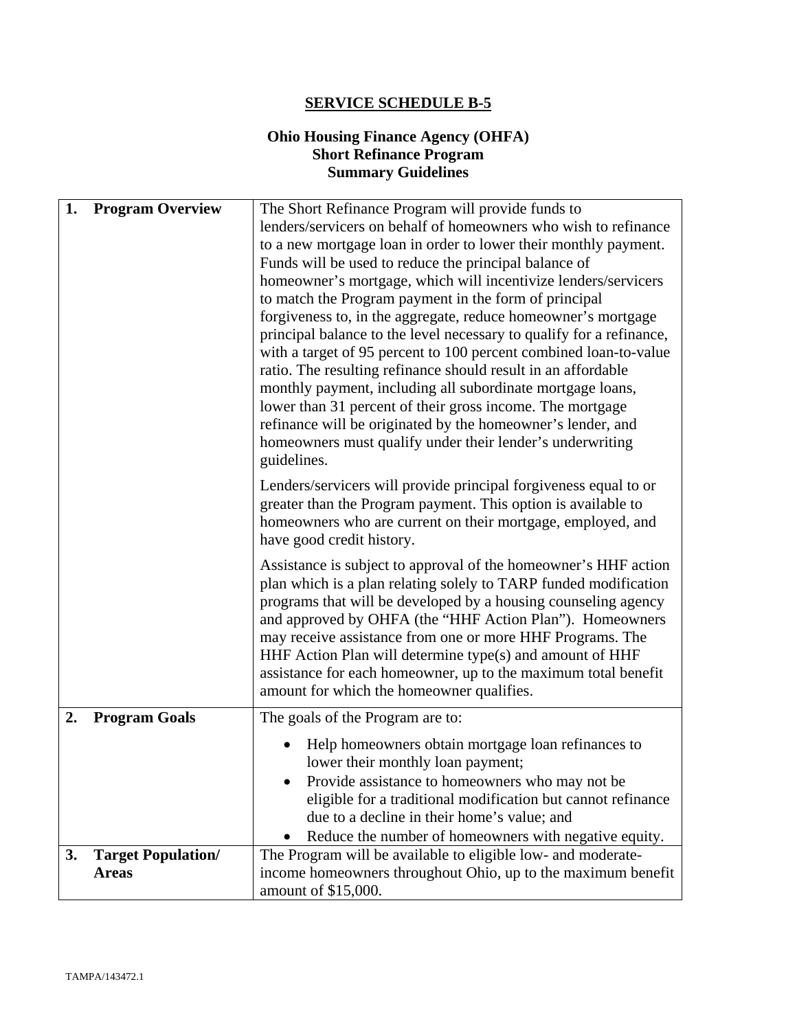# SERVICE SCHEDULE B-5

## Ohio Housing Finance Agency (OHFA) Short Refinance Program Summary Guidelines

| | |
|---|---|
| **1. Program Overview** | The Short Refinance Program will provide funds to lenders/servicers on behalf of homeowners who wish to refinance to a new mortgage loan in order to lower their monthly payment. Funds will be used to reduce the principal balance of homeowner's mortgage, which will incentivize lenders/servicers to match the Program payment in the form of principal forgiveness to, in the aggregate, reduce homeowner's mortgage principal balance to the level necessary to qualify for a refinance, with a target of 95 percent to 100 percent combined loan-to-value ratio. The resulting refinance should result in an affordable monthly payment, including all subordinate mortgage loans, lower than 31 percent of their gross income. The mortgage refinance will be originated by the homeowner's lender, and homeowners must qualify under their lender's underwriting guidelines.<br><br>Lenders/servicers will provide principal forgiveness equal to or greater than the Program payment. This option is available to homeowners who are current on their mortgage, employed, and have good credit history.<br><br>Assistance is subject to approval of the homeowner's HHF action plan which is a plan relating solely to TARP funded modification programs that will be developed by a housing counseling agency and approved by OHFA (the "HHF Action Plan"). Homeowners may receive assistance from one or more HHF Programs. The HHF Action Plan will determine type(s) and amount of HHF assistance for each homeowner, up to the maximum total benefit amount for which the homeowner qualifies. |
| **2. Program Goals** | The goals of the Program are to:<br><br>• Help homeowners obtain mortgage loan refinances to lower their monthly loan payment;<br>• Provide assistance to homeowners who may not be eligible for a traditional modification but cannot refinance due to a decline in their home's value; and<br>• Reduce the number of homeowners with negative equity. |
| **3. Target Population/ Areas** | The Program will be available to eligible low- and moderate-income homeowners throughout Ohio, up to the maximum benefit amount of $15,000. |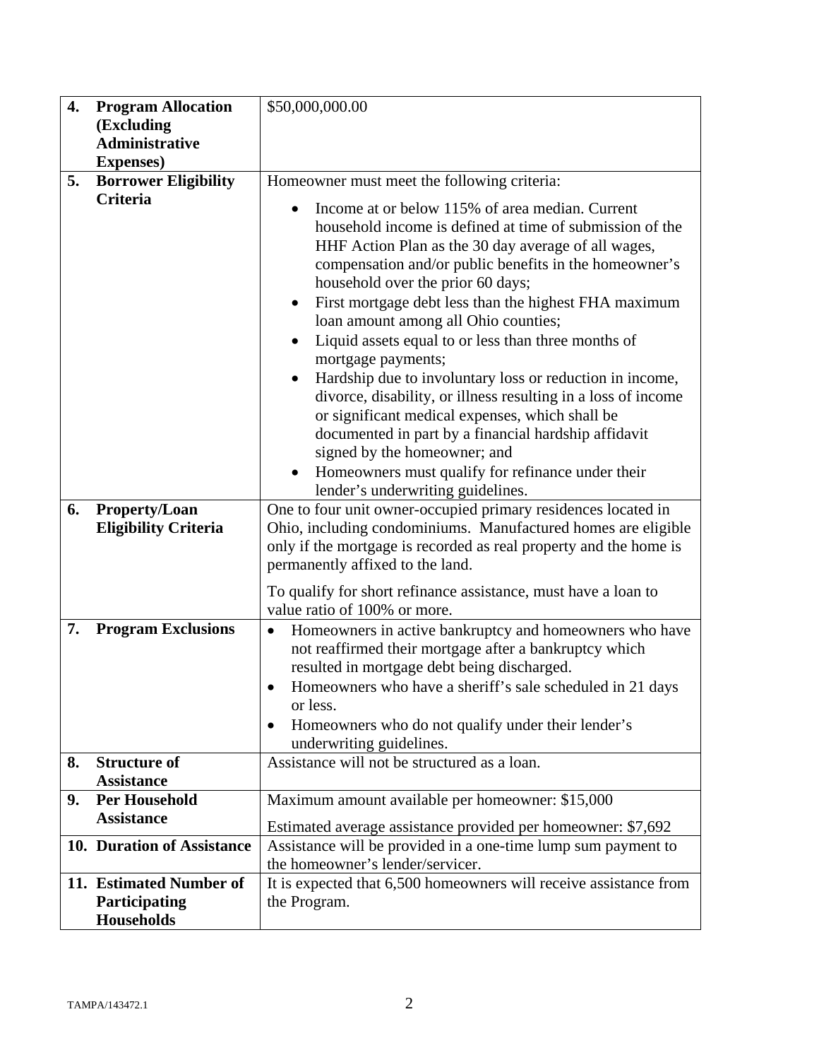| | | |
|---|---|---|
| **4.** | **Program Allocation (Excluding Administrative Expenses)** | $50,000,000.00 |
| **5.** | **Borrower Eligibility Criteria** | Homeowner must meet the following criteria:<br>• Income at or below 115% of area median. Current household income is defined at time of submission of the HHF Action Plan as the 30 day average of all wages, compensation and/or public benefits in the homeowner's household over the prior 60 days;<br>• First mortgage debt less than the highest FHA maximum loan amount among all Ohio counties;<br>• Liquid assets equal to or less than three months of mortgage payments;<br>• Hardship due to involuntary loss or reduction in income, divorce, disability, or illness resulting in a loss of income or significant medical expenses, which shall be documented in part by a financial hardship affidavit signed by the homeowner; and<br>• Homeowners must qualify for refinance under their lender's underwriting guidelines. |
| **6.** | **Property/Loan Eligibility Criteria** | One to four unit owner-occupied primary residences located in Ohio, including condominiums. Manufactured homes are eligible only if the mortgage is recorded as real property and the home is permanently affixed to the land.<br><br>To qualify for short refinance assistance, must have a loan to value ratio of 100% or more. |
| **7.** | **Program Exclusions** | • Homeowners in active bankruptcy and homeowners who have not reaffirmed their mortgage after a bankruptcy which resulted in mortgage debt being discharged.<br>• Homeowners who have a sheriff's sale scheduled in 21 days or less.<br>• Homeowners who do not qualify under their lender's underwriting guidelines. |
| **8.** | **Structure of Assistance** | Assistance will not be structured as a loan. |
| **9.** | **Per Household Assistance** | Maximum amount available per homeowner: $15,000<br><br>Estimated average assistance provided per homeowner: $7,692 |
| **10.** | **Duration of Assistance** | Assistance will be provided in a one-time lump sum payment to the homeowner's lender/servicer. |
| **11.** | **Estimated Number of Participating Households** | It is expected that 6,500 homeowners will receive assistance from the Program. |

TAMPA/143472.1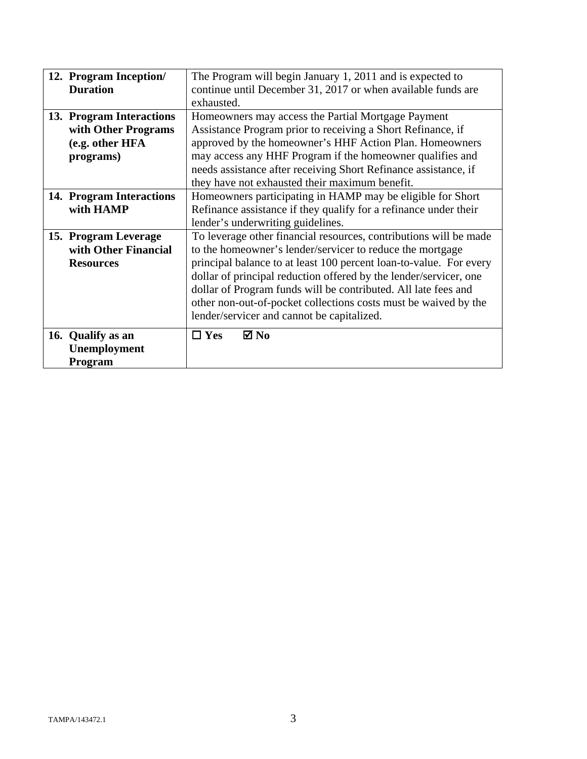| | |
|---|---|
| **12. Program Inception/ Duration** | The Program will begin January 1, 2011 and is expected to continue until December 31, 2017 or when available funds are exhausted. |
| **13. Program Interactions with Other Programs (e.g. other HFA programs)** | Homeowners may access the Partial Mortgage Payment Assistance Program prior to receiving a Short Refinance, if approved by the homeowner's HHF Action Plan. Homeowners may access any HHF Program if the homeowner qualifies and needs assistance after receiving Short Refinance assistance, if they have not exhausted their maximum benefit. |
| **14. Program Interactions with HAMP** | Homeowners participating in HAMP may be eligible for Short Refinance assistance if they qualify for a refinance under their lender's underwriting guidelines. |
| **15. Program Leverage with Other Financial Resources** | To leverage other financial resources, contributions will be made to the homeowner's lender/servicer to reduce the mortgage principal balance to at least 100 percent loan-to-value. For every dollar of principal reduction offered by the lender/servicer, one dollar of Program funds will be contributed. All late fees and other non-out-of-pocket collections costs must be waived by the lender/servicer and cannot be capitalized. |
| **16. Qualify as an Unemployment Program** | ☐ **Yes** ☑ **No** |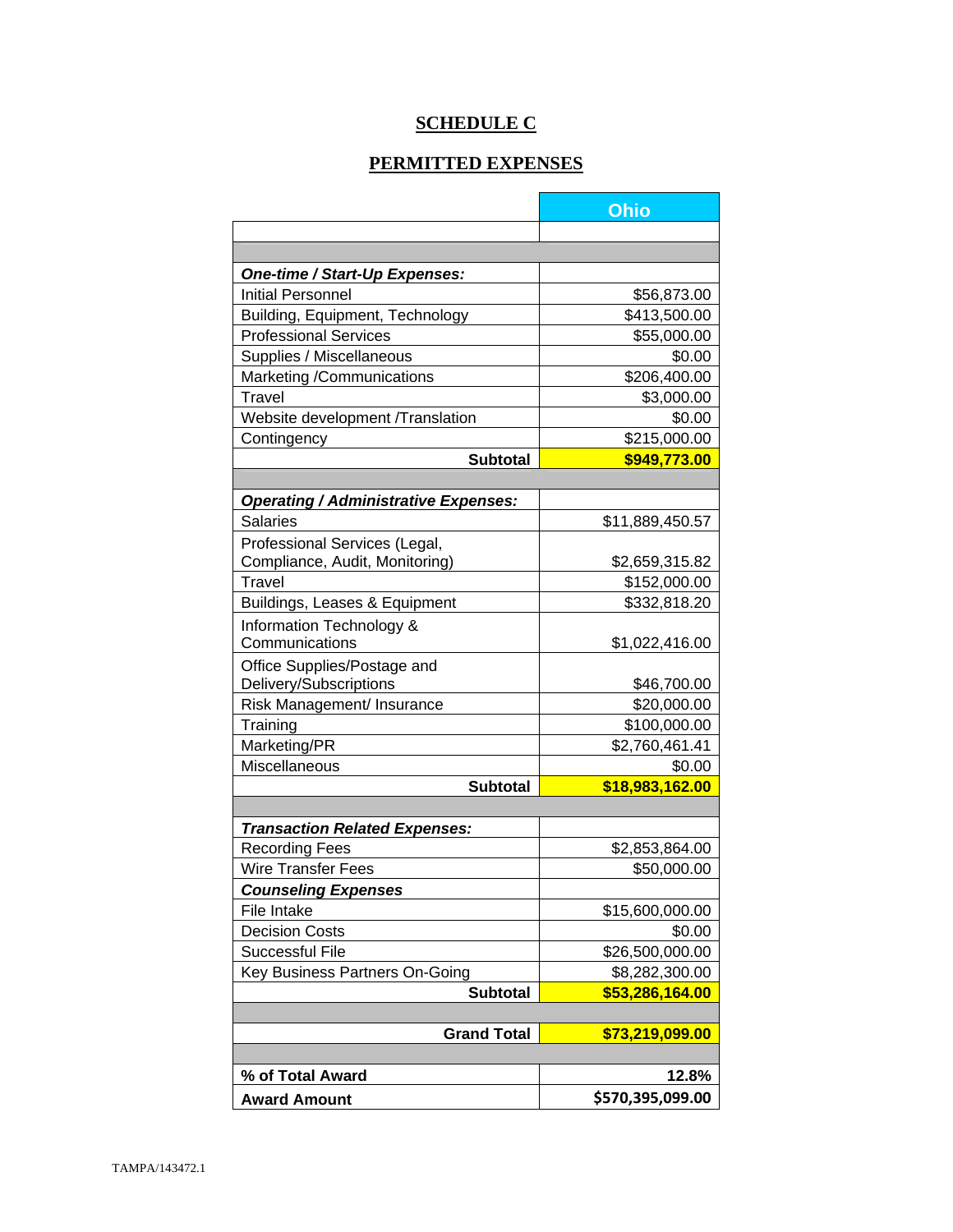# SCHEDULE C

## PERMITTED EXPENSES

| | Ohio |
|---|---|
| | |
| | |
| ***One-time / Start-Up Expenses:*** | |
| Initial Personnel | $56,873.00 |
| Building, Equipment, Technology | $413,500.00 |
| Professional Services | $55,000.00 |
| Supplies / Miscellaneous | $0.00 |
| Marketing /Communications | $206,400.00 |
| Travel | $3,000.00 |
| Website development /Translation | $0.00 |
| Contingency | $215,000.00 |
| **Subtotal** | **$949,773.00** |
| | |
| ***Operating / Administrative Expenses:*** | |
| Salaries | $11,889,450.57 |
| Professional Services (Legal, Compliance, Audit, Monitoring) | $2,659,315.82 |
| Travel | $152,000.00 |
| Buildings, Leases & Equipment | $332,818.20 |
| Information Technology & Communications | $1,022,416.00 |
| Office Supplies/Postage and Delivery/Subscriptions | $46,700.00 |
| Risk Management/ Insurance | $20,000.00 |
| Training | $100,000.00 |
| Marketing/PR | $2,760,461.41 |
| Miscellaneous | $0.00 |
| **Subtotal** | **$18,983,162.00** |
| | |
| ***Transaction Related Expenses:*** | |
| Recording Fees | $2,853,864.00 |
| Wire Transfer Fees | $50,000.00 |
| ***Counseling Expenses*** | |
| File Intake | $15,600,000.00 |
| Decision Costs | $0.00 |
| Successful File | $26,500,000.00 |
| Key Business Partners On-Going | $8,282,300.00 |
| **Subtotal** | **$53,286,164.00** |
| | |
| **Grand Total** | **$73,219,099.00** |
| | |
| **% of Total Award** | **12.8%** |
| **Award Amount** | **$570,395,099.00** |

TAMPA/143472.1